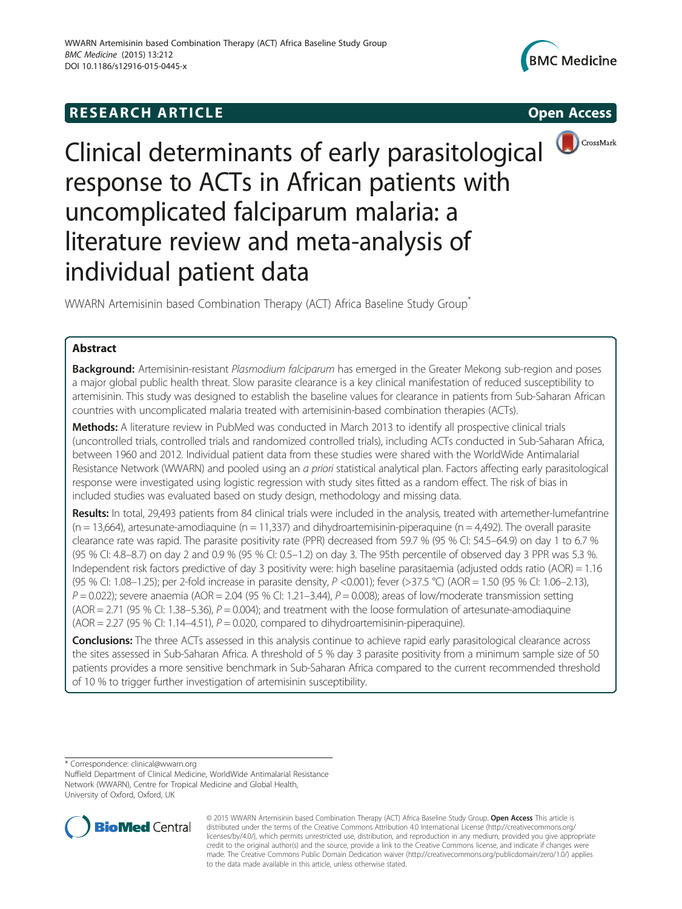RESEARCH ARTICLE

Open Access

# Clinical determinants of early parasitological response to ACTs in African patients with uncomplicated falciparum malaria: a literature review and meta-analysis of individual patient data

WWARN Artemisinin based Combination Therapy (ACT) Africa Baseline Study Group*

## Abstract

**Background:** Artemisinin-resistant *Plasmodium falciparum* has emerged in the Greater Mekong sub-region and poses a major global public health threat. Slow parasite clearance is a key clinical manifestation of reduced susceptibility to artemisinin. This study was designed to establish the baseline values for clearance in patients from Sub-Saharan African countries with uncomplicated malaria treated with artemisinin-based combination therapies (ACTs).

**Methods:** A literature review in PubMed was conducted in March 2013 to identify all prospective clinical trials (uncontrolled trials, controlled trials and randomized controlled trials), including ACTs conducted in Sub-Saharan Africa, between 1960 and 2012. Individual patient data from these studies were shared with the WorldWide Antimalarial Resistance Network (WWARN) and pooled using an *a priori* statistical analytical plan. Factors affecting early parasitological response were investigated using logistic regression with study sites fitted as a random effect. The risk of bias in included studies was evaluated based on study design, methodology and missing data.

**Results:** In total, 29,493 patients from 84 clinical trials were included in the analysis, treated with artemether-lumefantrine (n = 13,664), artesunate-amodiaquine (n = 11,337) and dihydroartemisinin-piperaquine (n = 4,492). The overall parasite clearance rate was rapid. The parasite positivity rate (PPR) decreased from 59.7 % (95 % CI: 54.5–64.9) on day 1 to 6.7 % (95 % CI: 4.8–8.7) on day 2 and 0.9 % (95 % CI: 0.5–1.2) on day 3. The 95th percentile of observed day 3 PPR was 5.3 %. Independent risk factors predictive of day 3 positivity were: high baseline parasitaemia (adjusted odds ratio (AOR) = 1.16 (95 % CI: 1.08–1.25); per 2-fold increase in parasite density, *P* <0.001); fever (>37.5 °C) (AOR = 1.50 (95 % CI: 1.06–2.13), *P* = 0.022); severe anaemia (AOR = 2.04 (95 % CI: 1.21–3.44), *P* = 0.008); areas of low/moderate transmission setting (AOR = 2.71 (95 % CI: 1.38–5.36), *P* = 0.004); and treatment with the loose formulation of artesunate-amodiaquine (AOR = 2.27 (95 % CI: 1.14–4.51), *P* = 0.020, compared to dihydroartemisinin-piperaquine).

**Conclusions:** The three ACTs assessed in this analysis continue to achieve rapid early parasitological clearance across the sites assessed in Sub-Saharan Africa. A threshold of 5 % day 3 parasite positivity from a minimum sample size of 50 patients provides a more sensitive benchmark in Sub-Saharan Africa compared to the current recommended threshold of 10 % to trigger further investigation of artemisinin susceptibility.

---

\* Correspondence: clinical@wwarn.org
Nuffield Department of Clinical Medicine, WorldWide Antimalarial Resistance Network (WWARN), Centre for Tropical Medicine and Global Health, University of Oxford, Oxford, UK

© 2015 WWARN Artemisinin based Combination Therapy (ACT) Africa Baseline Study Group. **Open Access** This article is distributed under the terms of the Creative Commons Attribution 4.0 International License (http://creativecommons.org/licenses/by/4.0/), which permits unrestricted use, distribution, and reproduction in any medium, provided you give appropriate credit to the original author(s) and the source, provide a link to the Creative Commons license, and indicate if changes were made. The Creative Commons Public Domain Dedication waiver (http://creativecommons.org/publicdomain/zero/1.0/) applies to the data made available in this article, unless otherwise stated.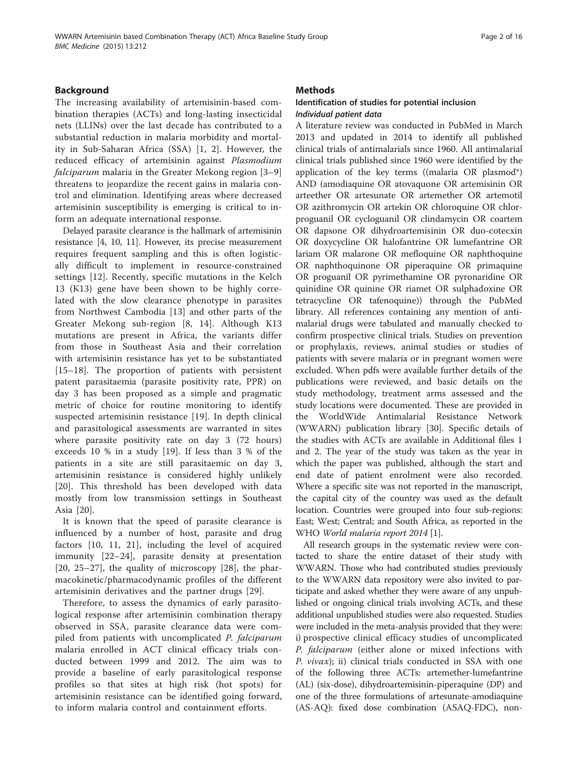## Background

The increasing availability of artemisinin-based combination therapies (ACTs) and long-lasting insecticidal nets (LLINs) over the last decade has contributed to a substantial reduction in malaria morbidity and mortality in Sub-Saharan Africa (SSA) [1, 2]. However, the reduced efficacy of artemisinin against *Plasmodium falciparum* malaria in the Greater Mekong region [3–9] threatens to jeopardize the recent gains in malaria control and elimination. Identifying areas where decreased artemisinin susceptibility is emerging is critical to inform an adequate international response.

Delayed parasite clearance is the hallmark of artemisinin resistance [4, 10, 11]. However, its precise measurement requires frequent sampling and this is often logistically difficult to implement in resource-constrained settings [12]. Recently, specific mutations in the Kelch 13 (K13) gene have been shown to be highly correlated with the slow clearance phenotype in parasites from Northwest Cambodia [13] and other parts of the Greater Mekong sub-region [8, 14]. Although K13 mutations are present in Africa, the variants differ from those in Southeast Asia and their correlation with artemisinin resistance has yet to be substantiated [15–18]. The proportion of patients with persistent patent parasitaemia (parasite positivity rate, PPR) on day 3 has been proposed as a simple and pragmatic metric of choice for routine monitoring to identify suspected artemisinin resistance [19]. In depth clinical and parasitological assessments are warranted in sites where parasite positivity rate on day 3 (72 hours) exceeds 10 % in a study [19]. If less than 3 % of the patients in a site are still parasitaemic on day 3, artemisinin resistance is considered highly unlikely [20]. This threshold has been developed with data mostly from low transmission settings in Southeast Asia [20].

It is known that the speed of parasite clearance is influenced by a number of host, parasite and drug factors [10, 11, 21], including the level of acquired immunity [22–24], parasite density at presentation [20, 25–27], the quality of microscopy [28], the pharmacokinetic/pharmacodynamic profiles of the different artemisinin derivatives and the partner drugs [29].

Therefore, to assess the dynamics of early parasitological response after artemisinin combination therapy observed in SSA, parasite clearance data were compiled from patients with uncomplicated *P. falciparum* malaria enrolled in ACT clinical efficacy trials conducted between 1999 and 2012. The aim was to provide a baseline of early parasitological response profiles so that sites at high risk (hot spots) for artemisinin resistance can be identified going forward, to inform malaria control and containment efforts.

## Methods

### Identification of studies for potential inclusion

#### *Individual patient data*

A literature review was conducted in PubMed in March 2013 and updated in 2014 to identify all published clinical trials of antimalarials since 1960. All antimalarial clinical trials published since 1960 were identified by the application of the key terms ((malaria OR plasmod*) AND (amodiaquine OR atovaquone OR artemisinin OR arteether OR artesunate OR artemether OR artemotil OR azithromycin OR artekin OR chloroquine OR chlorproguanil OR cycloguanil OR clindamycin OR coartem OR dapsone OR dihydroartemisinin OR duo-cotecxin OR doxycycline OR halofantrine OR lumefantrine OR lariam OR malarone OR mefloquine OR naphthoquine OR naphthoquinone OR piperaquine OR primaquine OR proguanil OR pyrimethamine OR pyronaridine OR quinidine OR quinine OR riamet OR sulphadoxine OR tetracycline OR tafenoquine)) through the PubMed library. All references containing any mention of antimalarial drugs were tabulated and manually checked to confirm prospective clinical trials. Studies on prevention or prophylaxis, reviews, animal studies or studies of patients with severe malaria or in pregnant women were excluded. When pdfs were available further details of the publications were reviewed, and basic details on the study methodology, treatment arms assessed and the study locations were documented. These are provided in the WorldWide Antimalarial Resistance Network (WWARN) publication library [30]. Specific details of the studies with ACTs are available in Additional files 1 and 2. The year of the study was taken as the year in which the paper was published, although the start and end date of patient enrolment were also recorded. Where a specific site was not reported in the manuscript, the capital city of the country was used as the default location. Countries were grouped into four sub-regions: East; West; Central; and South Africa, as reported in the WHO *World malaria report 2014* [1].

All research groups in the systematic review were contacted to share the entire dataset of their study with WWARN. Those who had contributed studies previously to the WWARN data repository were also invited to participate and asked whether they were aware of any unpublished or ongoing clinical trials involving ACTs, and these additional unpublished studies were also requested. Studies were included in the meta-analysis provided that they were: i) prospective clinical efficacy studies of uncomplicated *P. falciparum* (either alone or mixed infections with *P. vivax*); ii) clinical trials conducted in SSA with one of the following three ACTs: artemether-lumefantrine (AL) (six-dose), dihydroartemisinin-piperaquine (DP) and one of the three formulations of artesunate-amodiaquine (AS-AQ): fixed dose combination (ASAQ-FDC), non-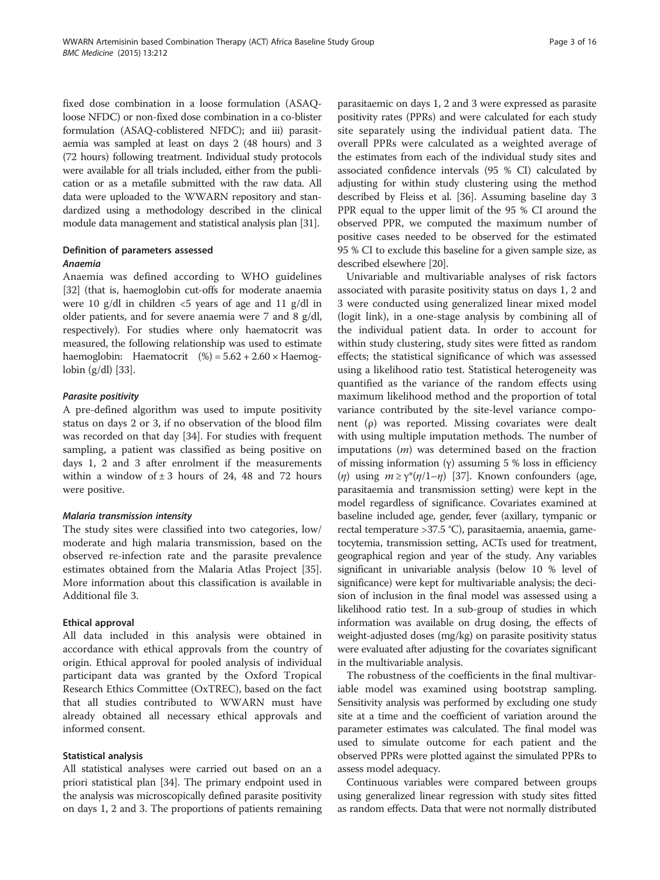fixed dose combination in a loose formulation (ASAQ-loose NFDC) or non-fixed dose combination in a co-blister formulation (ASAQ-coblistered NFDC); and iii) parasitaemia was sampled at least on days 2 (48 hours) and 3 (72 hours) following treatment. Individual study protocols were available for all trials included, either from the publication or as a metafile submitted with the raw data. All data were uploaded to the WWARN repository and standardized using a methodology described in the clinical module data management and statistical analysis plan [31].

### Definition of parameters assessed

#### *Anaemia*

Anaemia was defined according to WHO guidelines [32] (that is, haemoglobin cut-offs for moderate anaemia were 10 g/dl in children <5 years of age and 11 g/dl in older patients, and for severe anaemia were 7 and 8 g/dl, respectively). For studies where only haematocrit was measured, the following relationship was used to estimate haemoglobin: Haematocrit (%) = 5.62 + 2.60 × Haemoglobin (g/dl) [33].

#### *Parasite positivity*

A pre-defined algorithm was used to impute positivity status on days 2 or 3, if no observation of the blood film was recorded on that day [34]. For studies with frequent sampling, a patient was classified as being positive on days 1, 2 and 3 after enrolment if the measurements within a window of ± 3 hours of 24, 48 and 72 hours were positive.

#### *Malaria transmission intensity*

The study sites were classified into two categories, low/moderate and high malaria transmission, based on the observed re-infection rate and the parasite prevalence estimates obtained from the Malaria Atlas Project [35]. More information about this classification is available in Additional file 3.

### Ethical approval

All data included in this analysis were obtained in accordance with ethical approvals from the country of origin. Ethical approval for pooled analysis of individual participant data was granted by the Oxford Tropical Research Ethics Committee (OxTREC), based on the fact that all studies contributed to WWARN must have already obtained all necessary ethical approvals and informed consent.

### Statistical analysis

All statistical analyses were carried out based on an a priori statistical plan [34]. The primary endpoint used in the analysis was microscopically defined parasite positivity on days 1, 2 and 3. The proportions of patients remaining parasitaemic on days 1, 2 and 3 were expressed as parasite positivity rates (PPRs) and were calculated for each study site separately using the individual patient data. The overall PPRs were calculated as a weighted average of the estimates from each of the individual study sites and associated confidence intervals (95 % CI) calculated by adjusting for within study clustering using the method described by Fleiss et al. [36]. Assuming baseline day 3 PPR equal to the upper limit of the 95 % CI around the observed PPR, we computed the maximum number of positive cases needed to be observed for the estimated 95 % CI to exclude this baseline for a given sample size, as described elsewhere [20].

Univariable and multivariable analyses of risk factors associated with parasite positivity status on days 1, 2 and 3 were conducted using generalized linear mixed model (logit link), in a one-stage analysis by combining all of the individual patient data. In order to account for within study clustering, study sites were fitted as random effects; the statistical significance of which was assessed using a likelihood ratio test. Statistical heterogeneity was quantified as the variance of the random effects using maximum likelihood method and the proportion of total variance contributed by the site-level variance component ($\rho$) was reported. Missing covariates were dealt with using multiple imputation methods. The number of imputations ($m$) was determined based on the fraction of missing information ($\gamma$) assuming 5 % loss in efficiency ($\eta$) using $m \geq \gamma^*(\eta/1-\eta)$ [37]. Known confounders (age, parasitaemia and transmission setting) were kept in the model regardless of significance. Covariates examined at baseline included age, gender, fever (axillary, tympanic or rectal temperature >37.5 °C), parasitaemia, anaemia, gametocytemia, transmission setting, ACTs used for treatment, geographical region and year of the study. Any variables significant in univariable analysis (below 10 % level of significance) were kept for multivariable analysis; the decision of inclusion in the final model was assessed using a likelihood ratio test. In a sub-group of studies in which information was available on drug dosing, the effects of weight-adjusted doses (mg/kg) on parasite positivity status were evaluated after adjusting for the covariates significant in the multivariable analysis.

The robustness of the coefficients in the final multivariable model was examined using bootstrap sampling. Sensitivity analysis was performed by excluding one study site at a time and the coefficient of variation around the parameter estimates was calculated. The final model was used to simulate outcome for each patient and the observed PPRs were plotted against the simulated PPRs to assess model adequacy.

Continuous variables were compared between groups using generalized linear regression with study sites fitted as random effects. Data that were not normally distributed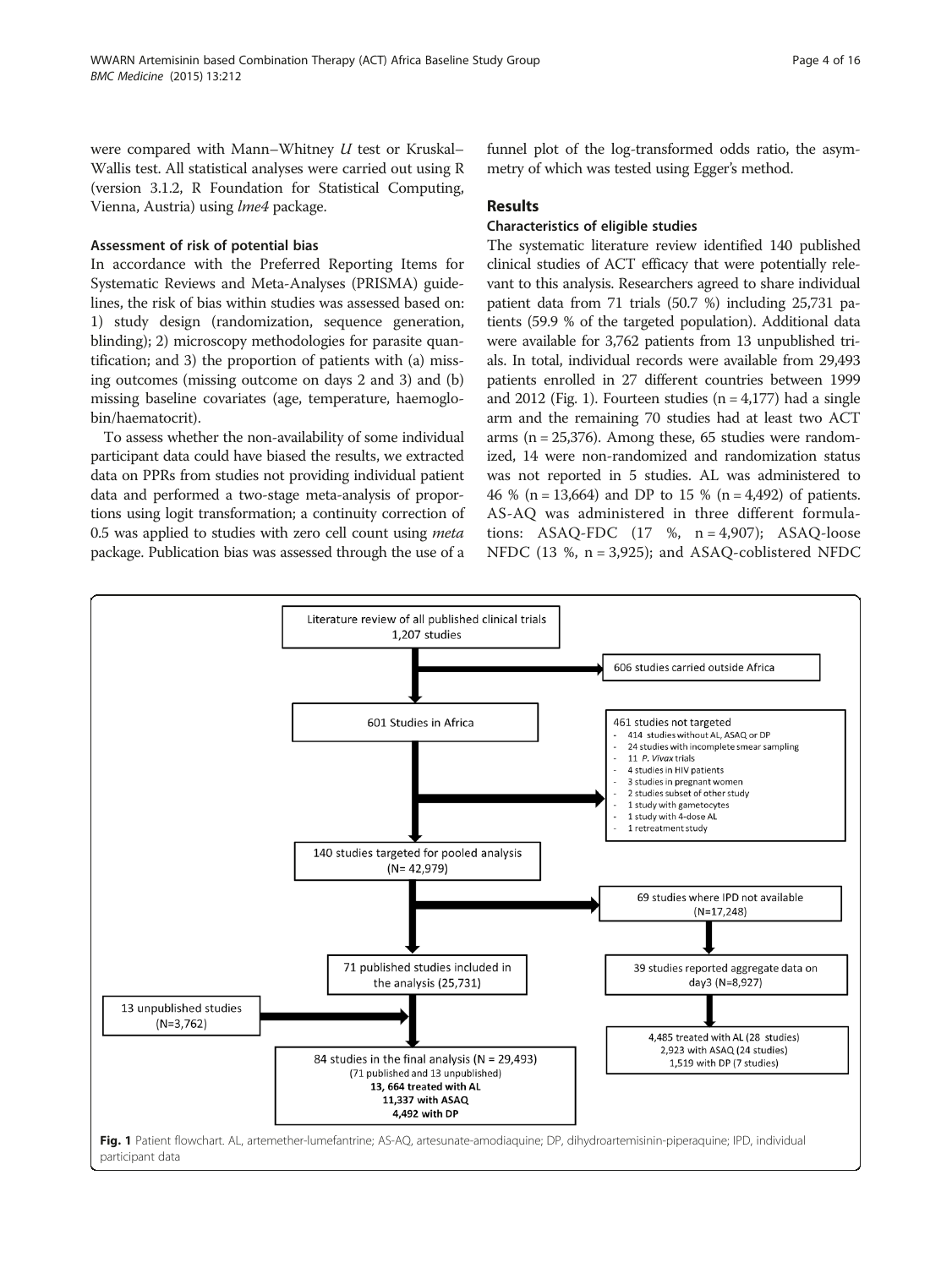were compared with Mann–Whitney *U* test or Kruskal–Wallis test. All statistical analyses were carried out using R (version 3.1.2, R Foundation for Statistical Computing, Vienna, Austria) using *lme4* package.

#### Assessment of risk of potential bias

In accordance with the Preferred Reporting Items for Systematic Reviews and Meta-Analyses (PRISMA) guidelines, the risk of bias within studies was assessed based on: 1) study design (randomization, sequence generation, blinding); 2) microscopy methodologies for parasite quantification; and 3) the proportion of patients with (a) missing outcomes (missing outcome on days 2 and 3) and (b) missing baseline covariates (age, temperature, haemoglobin/haematocrit).

To assess whether the non-availability of some individual participant data could have biased the results, we extracted data on PPRs from studies not providing individual patient data and performed a two-stage meta-analysis of proportions using logit transformation; a continuity correction of 0.5 was applied to studies with zero cell count using *meta* package. Publication bias was assessed through the use of a funnel plot of the log-transformed odds ratio, the asymmetry of which was tested using Egger's method.

## Results

#### Characteristics of eligible studies

The systematic literature review identified 140 published clinical studies of ACT efficacy that were potentially relevant to this analysis. Researchers agreed to share individual patient data from 71 trials (50.7 %) including 25,731 patients (59.9 % of the targeted population). Additional data were available for 3,762 patients from 13 unpublished trials. In total, individual records were available from 29,493 patients enrolled in 27 different countries between 1999 and 2012 (Fig. 1). Fourteen studies (n = 4,177) had a single arm and the remaining 70 studies had at least two ACT arms (n = 25,376). Among these, 65 studies were randomized, 14 were non-randomized and randomization status was not reported in 5 studies. AL was administered to 46 % (n = 13,664) and DP to 15 % (n = 4,492) of patients. AS-AQ was administered in three different formulations: ASAQ-FDC (17 %, n = 4,907); ASAQ-loose NFDC (13 %, n = 3,925); and ASAQ-coblistered NFDC

Literature review of all published clinical trials 1,207 studies
→ 606 studies carried outside Africa

601 Studies in Africa
→ 461 studies not targeted
- 414 studies without AL, ASAQ or DP
- 24 studies with incomplete smear sampling
- 11 *P. Vivax* trials
- 4 studies in HIV patients
- 3 studies in pregnant women
- 2 studies subset of other study
- 1 study with gametocytes
- 1 study with 4-dose AL
- 1 retreatment study

140 studies targeted for pooled analysis (N= 42,979)
→ 69 studies where IPD not available (N=17,248)
→ 39 studies reported aggregate data on day3 (N=8,927)
→ 4,485 treated with AL (28 studies); 2,923 with ASAQ (24 studies); 1,519 with DP (7 studies)

71 published studies included in the analysis (25,731)
13 unpublished studies (N=3,762)

84 studies in the final analysis (N = 29,493) (71 published and 13 unpublished)
**13, 664 treated with AL**
**11,337 with ASAQ**
**4,492 with DP**

**Fig. 1** Patient flowchart. AL, artemether-lumefantrine; AS-AQ, artesunate-amodiaquine; DP, dihydroartemisinin-piperaquine; IPD, individual participant data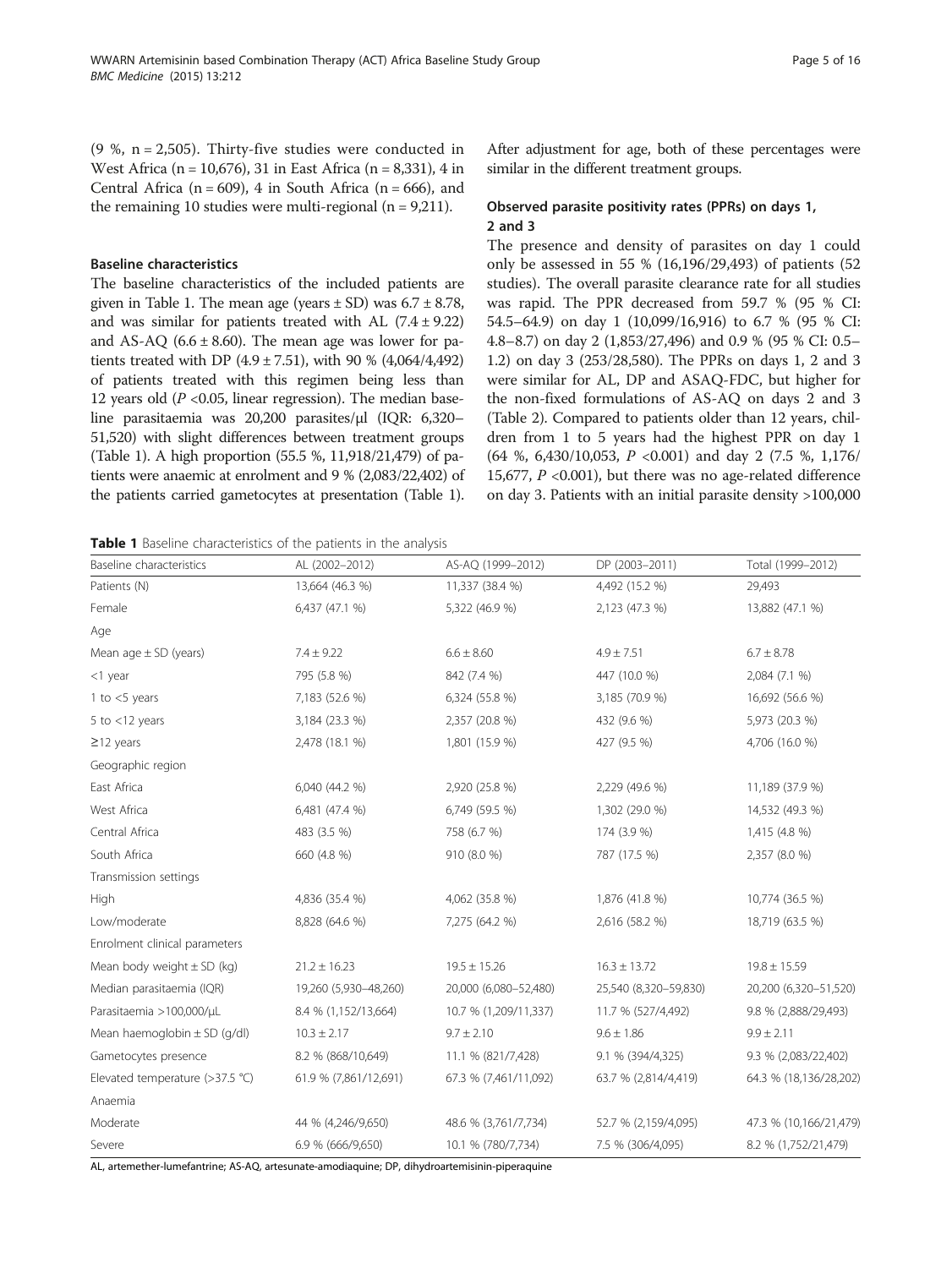(9 %, n = 2,505). Thirty-five studies were conducted in West Africa (n = 10,676), 31 in East Africa (n = 8,331), 4 in Central Africa (n = 609), 4 in South Africa (n = 666), and the remaining 10 studies were multi-regional (n = 9,211).

### Baseline characteristics

The baseline characteristics of the included patients are given in Table 1. The mean age (years ± SD) was 6.7 ± 8.78, and was similar for patients treated with AL (7.4 ± 9.22) and AS-AQ (6.6 ± 8.60). The mean age was lower for patients treated with DP (4.9 ± 7.51), with 90 % (4,064/4,492) of patients treated with this regimen being less than 12 years old ($P$ <0.05, linear regression). The median baseline parasitaemia was 20,200 parasites/μl (IQR: 6,320–51,520) with slight differences between treatment groups (Table 1). A high proportion (55.5 %, 11,918/21,479) of patients were anaemic at enrolment and 9 % (2,083/22,402) of the patients carried gametocytes at presentation (Table 1). After adjustment for age, both of these percentages were similar in the different treatment groups.

### Observed parasite positivity rates (PPRs) on days 1, 2 and 3

The presence and density of parasites on day 1 could only be assessed in 55 % (16,196/29,493) of patients (52 studies). The overall parasite clearance rate for all studies was rapid. The PPR decreased from 59.7 % (95 % CI: 54.5–64.9) on day 1 (10,099/16,916) to 6.7 % (95 % CI: 4.8–8.7) on day 2 (1,853/27,496) and 0.9 % (95 % CI: 0.5–1.2) on day 3 (253/28,580). The PPRs on days 1, 2 and 3 were similar for AL, DP and ASAQ-FDC, but higher for the non-fixed formulations of AS-AQ on days 2 and 3 (Table 2). Compared to patients older than 12 years, children from 1 to 5 years had the highest PPR on day 1 (64 %, 6,430/10,053, $P$ <0.001) and day 2 (7.5 %, 1,176/15,677, $P$ <0.001), but there was no age-related difference on day 3. Patients with an initial parasite density >100,000

**Table 1** Baseline characteristics of the patients in the analysis

| Baseline characteristics | AL (2002–2012) | AS-AQ (1999–2012) | DP (2003–2011) | Total (1999–2012) |
|---|---|---|---|---|
| Patients (N) | 13,664 (46.3 %) | 11,337 (38.4 %) | 4,492 (15.2 %) | 29,493 |
| Female | 6,437 (47.1 %) | 5,322 (46.9 %) | 2,123 (47.3 %) | 13,882 (47.1 %) |
| Age | | | | |
| Mean age ± SD (years) | 7.4 ± 9.22 | 6.6 ± 8.60 | 4.9 ± 7.51 | 6.7 ± 8.78 |
| <1 year | 795 (5.8 %) | 842 (7.4 %) | 447 (10.0 %) | 2,084 (7.1 %) |
| 1 to <5 years | 7,183 (52.6 %) | 6,324 (55.8 %) | 3,185 (70.9 %) | 16,692 (56.6 %) |
| 5 to <12 years | 3,184 (23.3 %) | 2,357 (20.8 %) | 432 (9.6 %) | 5,973 (20.3 %) |
| ≥12 years | 2,478 (18.1 %) | 1,801 (15.9 %) | 427 (9.5 %) | 4,706 (16.0 %) |
| Geographic region | | | | |
| East Africa | 6,040 (44.2 %) | 2,920 (25.8 %) | 2,229 (49.6 %) | 11,189 (37.9 %) |
| West Africa | 6,481 (47.4 %) | 6,749 (59.5 %) | 1,302 (29.0 %) | 14,532 (49.3 %) |
| Central Africa | 483 (3.5 %) | 758 (6.7 %) | 174 (3.9 %) | 1,415 (4.8 %) |
| South Africa | 660 (4.8 %) | 910 (8.0 %) | 787 (17.5 %) | 2,357 (8.0 %) |
| Transmission settings | | | | |
| High | 4,836 (35.4 %) | 4,062 (35.8 %) | 1,876 (41.8 %) | 10,774 (36.5 %) |
| Low/moderate | 8,828 (64.6 %) | 7,275 (64.2 %) | 2,616 (58.2 %) | 18,719 (63.5 %) |
| Enrolment clinical parameters | | | | |
| Mean body weight ± SD (kg) | 21.2 ± 16.23 | 19.5 ± 15.26 | 16.3 ± 13.72 | 19.8 ± 15.59 |
| Median parasitaemia (IQR) | 19,260 (5,930–48,260) | 20,000 (6,080–52,480) | 25,540 (8,320–59,830) | 20,200 (6,320–51,520) |
| Parasitaemia >100,000/μL | 8.4 % (1,152/13,664) | 10.7 % (1,209/11,337) | 11.7 % (527/4,492) | 9.8 % (2,888/29,493) |
| Mean haemoglobin ± SD (g/dl) | 10.3 ± 2.17 | 9.7 ± 2.10 | 9.6 ± 1.86 | 9.9 ± 2.11 |
| Gametocytes presence | 8.2 % (868/10,649) | 11.1 % (821/7,428) | 9.1 % (394/4,325) | 9.3 % (2,083/22,402) |
| Elevated temperature (>37.5 °C) | 61.9 % (7,861/12,691) | 67.3 % (7,461/11,092) | 63.7 % (2,814/4,419) | 64.3 % (18,136/28,202) |
| Anaemia | | | | |
| Moderate | 44 % (4,246/9,650) | 48.6 % (3,761/7,734) | 52.7 % (2,159/4,095) | 47.3 % (10,166/21,479) |
| Severe | 6.9 % (666/9,650) | 10.1 % (780/7,734) | 7.5 % (306/4,095) | 8.2 % (1,752/21,479) |

AL, artemether-lumefantrine; AS-AQ, artesunate-amodiaquine; DP, dihydroartemisinin-piperaquine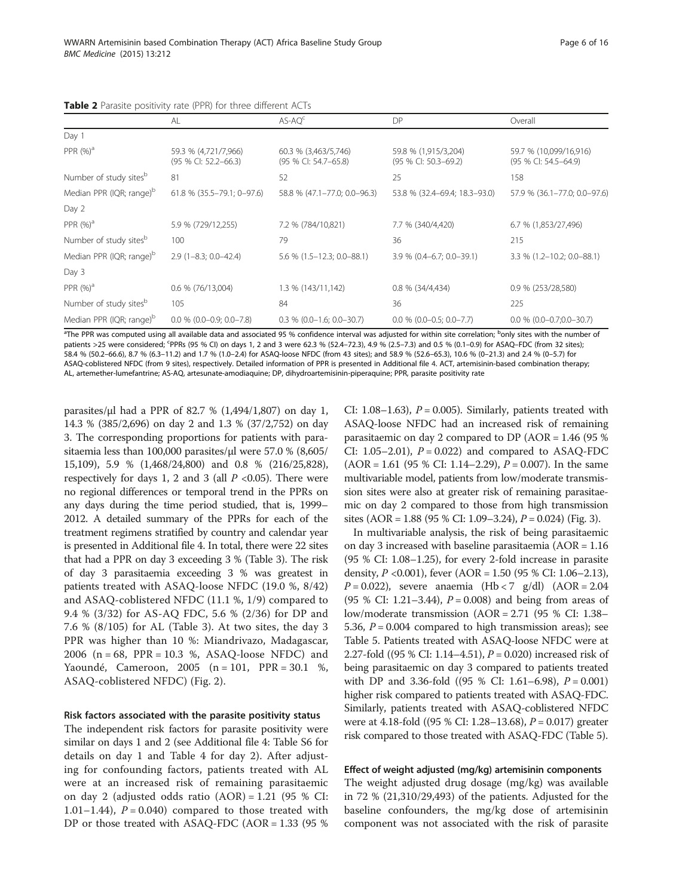**Table 2** Parasite positivity rate (PPR) for three different ACTs

| | AL | AS-AQ[c] | DP | Overall |
|---|---|---|---|---|
| Day 1 | | | | |
| PPR (%)[a] | 59.3 % (4,721/7,966) (95 % CI: 52.2–66.3) | 60.3 % (3,463/5,746) (95 % CI: 54.7–65.8) | 59.8 % (1,915/3,204) (95 % CI: 50.3–69.2) | 59.7 % (10,099/16,916) (95 % CI: 54.5–64.9) |
| Number of study sites[b] | 81 | 52 | 25 | 158 |
| Median PPR (IQR; range)[b] | 61.8 % (35.5–79.1; 0–97.6) | 58.8 % (47.1–77.0; 0.0–96.3) | 53.8 % (32.4–69.4; 18.3–93.0) | 57.9 % (36.1–77.0; 0.0–97.6) |
| Day 2 | | | | |
| PPR (%)[a] | 5.9 % (729/12,255) | 7.2 % (784/10,821) | 7.7 % (340/4,420) | 6.7 % (1,853/27,496) |
| Number of study sites[b] | 100 | 79 | 36 | 215 |
| Median PPR (IQR; range)[b] | 2.9 (1–8.3; 0.0–42.4) | 5.6 % (1.5–12.3; 0.0–88.1) | 3.9 % (0.4–6.7; 0.0–39.1) | 3.3 % (1.2–10.2; 0.0–88.1) |
| Day 3 | | | | |
| PPR (%)[a] | 0.6 % (76/13,004) | 1.3 % (143/11,142) | 0.8 % (34/4,434) | 0.9 % (253/28,580) |
| Number of study sites[b] | 105 | 84 | 36 | 225 |
| Median PPR (IQR; range)[b] | 0.0 % (0.0–0.9; 0.0–7.8) | 0.3 % (0.0–1.6; 0.0–30.7) | 0.0 % (0.0–0.5; 0.0–7.7) | 0.0 % (0.0–0.7;0.0–30.7) |

[a]The PPR was computed using all available data and associated 95 % confidence interval was adjusted for within site correlation; [b]only sites with the number of patients >25 were considered; [c]PPRs (95 % CI) on days 1, 2 and 3 were 62.3 % (52.4–72.3), 4.9 % (2.5–7.3) and 0.5 % (0.1–0.9) for ASAQ–FDC (from 32 sites); 58.4 % (50.2–66.6), 8.7 % (6.3–11.2) and 1.7 % (1.0–2.4) for ASAQ-loose NFDC (from 43 sites); and 58.9 % (52.6–65.3), 10.6 % (0–21.3) and 2.4 % (0–5.7) for ASAQ-coblistered NFDC (from 9 sites), respectively. Detailed information of PPR is presented in Additional file 4. ACT, artemisinin-based combination therapy; AL, artemether-lumefantrine; AS-AQ, artesunate-amodiaquine; DP, dihydroartemisinin-piperaquine; PPR, parasite positivity rate

parasites/μl had a PPR of 82.7 % (1,494/1,807) on day 1, 14.3 % (385/2,696) on day 2 and 1.3 % (37/2,752) on day 3. The corresponding proportions for patients with parasitaemia less than 100,000 parasites/μl were 57.0 % (8,605/15,109), 5.9 % (1,468/24,800) and 0.8 % (216/25,828), respectively for days 1, 2 and 3 (all $P$ <0.05). There were no regional differences or temporal trend in the PPRs on any days during the time period studied, that is, 1999–2012. A detailed summary of the PPRs for each of the treatment regimens stratified by country and calendar year is presented in Additional file 4. In total, there were 22 sites that had a PPR on day 3 exceeding 3 % (Table 3). The risk of day 3 parasitaemia exceeding 3 % was greatest in patients treated with ASAQ-loose NFDC (19.0 %, 8/42) and ASAQ-coblistered NFDC (11.1 %, 1/9) compared to 9.4 % (3/32) for AS-AQ FDC, 5.6 % (2/36) for DP and 7.6 % (8/105) for AL (Table 3). At two sites, the day 3 PPR was higher than 10 %: Miandrivazo, Madagascar, 2006 (n = 68, PPR = 10.3 %, ASAQ-loose NFDC) and Yaoundé, Cameroon, 2005 (n = 101, PPR = 30.1 %, ASAQ-coblistered NFDC) (Fig. 2).

### Risk factors associated with the parasite positivity status

The independent risk factors for parasite positivity were similar on days 1 and 2 (see Additional file 4: Table S6 for details on day 1 and Table 4 for day 2). After adjusting for confounding factors, patients treated with AL were at an increased risk of remaining parasitaemic on day 2 (adjusted odds ratio (AOR) = 1.21 (95 % CI: 1.01–1.44), $P = 0.040$) compared to those treated with DP or those treated with ASAQ-FDC (AOR = 1.33 (95 % CI: 1.08–1.63), $P = 0.005$). Similarly, patients treated with ASAQ-loose NFDC had an increased risk of remaining parasitaemic on day 2 compared to DP (AOR = 1.46 (95 % CI: 1.05–2.01), $P = 0.022$) and compared to ASAQ-FDC (AOR = 1.61 (95 % CI: 1.14–2.29), $P = 0.007$). In the same multivariable model, patients from low/moderate transmission sites were also at greater risk of remaining parasitaemic on day 2 compared to those from high transmission sites (AOR = 1.88 (95 % CI: 1.09–3.24), $P = 0.024$) (Fig. 3).

In multivariable analysis, the risk of being parasitaemic on day 3 increased with baseline parasitaemia (AOR = 1.16 (95 % CI: 1.08–1.25), for every 2-fold increase in parasite density, $P$ <0.001), fever (AOR = 1.50 (95 % CI: 1.06–2.13), $P = 0.022$), severe anaemia (Hb < 7 g/dl) (AOR = 2.04 (95 % CI: 1.21–3.44), $P = 0.008$) and being from areas of low/moderate transmission (AOR = 2.71 (95 % CI: 1.38–5.36, $P = 0.004$ compared to high transmission areas); see Table 5. Patients treated with ASAQ-loose NFDC were at 2.27-fold ((95 % CI: 1.14–4.51), $P = 0.020$) increased risk of being parasitaemic on day 3 compared to patients treated with DP and 3.36-fold ((95 % CI: 1.61–6.98), $P = 0.001$) higher risk compared to patients treated with ASAQ-FDC. Similarly, patients treated with ASAQ-coblistered NFDC were at 4.18-fold ((95 % CI: 1.28–13.68), $P = 0.017$) greater risk compared to those treated with ASAQ-FDC (Table 5).

### Effect of weight adjusted (mg/kg) artemisinin components

The weight adjusted drug dosage (mg/kg) was available in 72 % (21,310/29,493) of the patients. Adjusted for the baseline confounders, the mg/kg dose of artemisinin component was not associated with the risk of parasite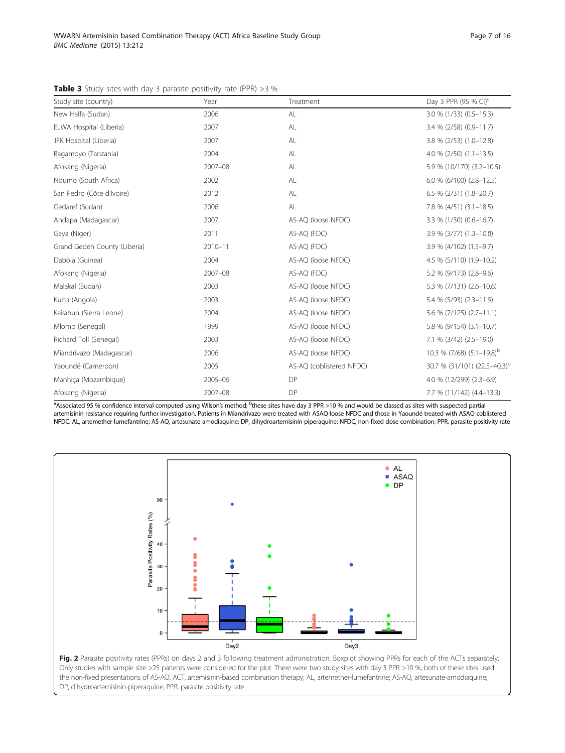**Table 3** Study sites with day 3 parasite positivity rate (PPR) >3 %

| Study site (country) | Year | Treatment | Day 3 PPR (95 % CI)[a] |
|---|---|---|---|
| New Halfa (Sudan) | 2006 | AL | 3.0 % (1/33) (0.5–15.3) |
| ELWA Hospital (Liberia) | 2007 | AL | 3.4 % (2/58) (0.9–11.7) |
| JFK Hospital (Liberia) | 2007 | AL | 3.8 % (2/53) (1.0–12.8) |
| Bagamoyo (Tanzania) | 2004 | AL | 4.0 % (2/50) (1.1–13.5) |
| Afokang (Nigeria) | 2007–08 | AL | 5.9 % (10/170) (3.2–10.5) |
| Ndumo (South Africa) | 2002 | AL | 6.0 % (6/100) (2.8–12.5) |
| San Pedro (Côte d'Ivoire) | 2012 | AL | 6.5 % (2/31) (1.8–20.7) |
| Gedaref (Sudan) | 2006 | AL | 7.8 % (4/51) (3.1–18.5) |
| Andapa (Madagascar) | 2007 | AS-AQ (loose NFDC) | 3.3 % (1/30) (0.6–16.7) |
| Gaya (Niger) | 2011 | AS-AQ (FDC) | 3.9 % (3/77) (1.3–10.8) |
| Grand Gedeh County (Liberia) | 2010–11 | AS-AQ (FDC) | 3.9 % (4/102) (1.5–9.7) |
| Dabola (Guinea) | 2004 | AS-AQ (loose NFDC) | 4.5 % (5/110) (1.9–10.2) |
| Afokang (Nigeria) | 2007–08 | AS-AQ (FDC) | 5.2 % (9/173) (2.8–9.6) |
| Malakal (Sudan) | 2003 | AS-AQ (loose NFDC) | 5.3 % (7/131) (2.6–10.6) |
| Kuito (Angola) | 2003 | AS-AQ (loose NFDC) | 5.4 % (5/93) (2.3–11.9) |
| Kailahun (Sierra Leone) | 2004 | AS-AQ (loose NFDC) | 5.6 % (7/125) (2.7–11.1) |
| Mlomp (Senegal) | 1999 | AS-AQ (loose NFDC) | 5.8 % (9/154) (3.1–10.7) |
| Richard Toll (Senegal) | 2003 | AS-AQ (loose NFDC) | 7.1 % (3/42) (2.5–19.0) |
| Miandrivazo (Madagascar) | 2006 | AS-AQ (loose NFDC) | 10.3 % (7/68) (5.1–19.8)[b] |
| Yaoundé (Cameroon) | 2005 | AS-AQ (coblistered NFDC) | 30.7 % (31/101) (22.5–40.3)[b] |
| Manhiça (Mozambique) | 2005–06 | DP | 4.0 % (12/299) (2.3–6.9) |
| Afokang (Nigeria) | 2007–08 | DP | 7.7 % (11/142) (4.4–13.3) |

[a]Associated 95 % confidence interval computed using Wilson's method; [b]these sites have day 3 PPR >10 % and would be classed as sites with suspected partial artemisinin resistance requiring further investigation. Patients in Miandrivazo were treated with ASAQ-loose NFDC and those in Yaoundé treated with ASAQ-coblistered NFDC. AL, artemether-lumefantrine; AS-AQ, artesunate-amodiaquine; DP, dihydroartemisinin-piperaquine; NFDC, non-fixed dose combination; PPR, parasite positivity rate

**Fig. 2** Parasite positivity rates (PPRs) on days 2 and 3 following treatment administration. Boxplot showing PPRs for each of the ACTs separately. Only studies with sample size >25 patients were considered for the plot. There were two study sites with day 3 PPR >10 %, both of these sites used the non-fixed presentations of AS-AQ. ACT, artemisinin-based combination therapy; AL, artemether-lumefantrine; AS-AQ, artesunate-amodiaquine; DP, dihydroartemisinin-piperaquine; PPR, parasite positivity rate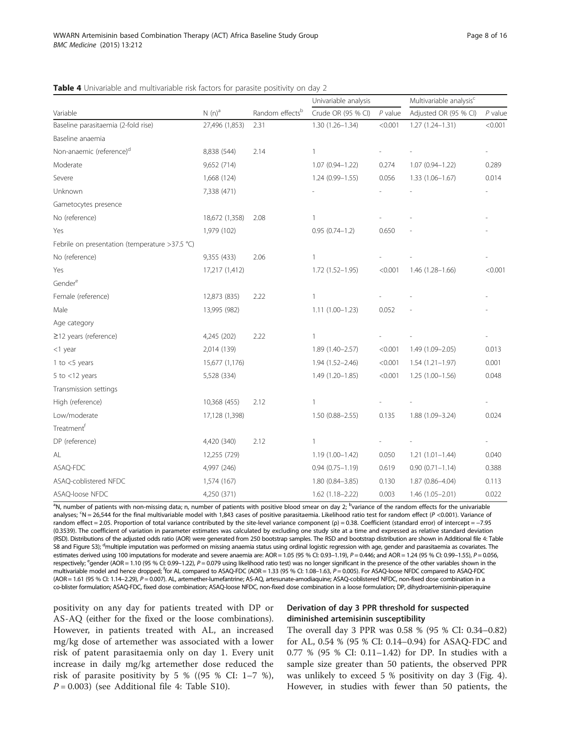**Table 4** Univariable and multivariable risk factors for parasite positivity on day 2

| Variable | N (n)[a] | Random effects[b] | Univariable analysis | | Multivariable analysis[c] | |
|---|---|---|---|---|---|---|
| | | | Crude OR (95 % CI) | *P* value | Adjusted OR (95 % CI) | *P* value |
| Baseline parasitaemia (2-fold rise) | 27,496 (1,853) | 2.31 | 1.30 (1.26–1.34) | <0.001 | 1.27 (1.24–1.31) | <0.001 |
| Baseline anaemia | | | | | | |
| Non-anaemic (reference)[d] | 8,838 (544) | 2.14 | 1 | - | - | - |
| Moderate | 9,652 (714) | | 1.07 (0.94–1.22) | 0.274 | 1.07 (0.94–1.22) | 0.289 |
| Severe | 1,668 (124) | | 1.24 (0.99–1.55) | 0.056 | 1.33 (1.06–1.67) | 0.014 |
| Unknown | 7,338 (471) | | - | - | - | - |
| Gametocytes presence | | | | | | |
| No (reference) | 18,672 (1,358) | 2.08 | 1 | - | - | - |
| Yes | 1,979 (102) | | 0.95 (0.74–1.2) | 0.650 | - | - |
| Febrile on presentation (temperature >37.5 °C) | | | | | | |
| No (reference) | 9,355 (433) | 2.06 | 1 | - | - | - |
| Yes | 17,217 (1,412) | | 1.72 (1.52–1.95) | <0.001 | 1.46 (1.28–1.66) | <0.001 |
| Gender[e] | | | | | | |
| Female (reference) | 12,873 (835) | 2.22 | 1 | - | - | - |
| Male | 13,995 (982) | | 1.11 (1.00–1.23) | 0.052 | - | - |
| Age category | | | | | | |
| ≥12 years (reference) | 4,245 (202) | 2.22 | 1 | - | - | - |
| <1 year | 2,014 (139) | | 1.89 (1.40–2.57) | <0.001 | 1.49 (1.09–2.05) | 0.013 |
| 1 to <5 years | 15,677 (1,176) | | 1.94 (1.52–2.46) | <0.001 | 1.54 (1.21–1.97) | 0.001 |
| 5 to <12 years | 5,528 (334) | | 1.49 (1.20–1.85) | <0.001 | 1.25 (1.00–1.56) | 0.048 |
| Transmission settings | | | | | | |
| High (reference) | 10,368 (455) | 2.12 | 1 | - | - | - |
| Low/moderate | 17,128 (1,398) | | 1.50 (0.88–2.55) | 0.135 | 1.88 (1.09–3.24) | 0.024 |
| Treatment[f] | | | | | | |
| DP (reference) | 4,420 (340) | 2.12 | 1 | - | - | - |
| AL | 12,255 (729) | | 1.19 (1.00–1.42) | 0.050 | 1.21 (1.01–1.44) | 0.040 |
| ASAQ-FDC | 4,997 (246) | | 0.94 (0.75–1.19) | 0.619 | 0.90 (0.71–1.14) | 0.388 |
| ASAQ-coblistered NFDC | 1,574 (167) | | 1.80 (0.84–3.85) | 0.130 | 1.87 (0.86–4.04) | 0.113 |
| ASAQ-loose NFDC | 4,250 (371) | | 1.62 (1.18–2.22) | 0.003 | 1.46 (1.05–2.01) | 0.022 |

[a]N, number of patients with non-missing data; n, number of patients with positive blood smear on day 2; [b]variance of the random effects for the univariable analyses; [c]N = 26,544 for the final multivariable model with 1,843 cases of positive parasitaemia. Likelihood ratio test for random effect (*P* <0.001). Variance of random effect = 2.05. Proportion of total variance contributed by the site-level variance component (ρ) = 0.38. Coefficient (standard error) of intercept = −7.95 (0.3539). The coefficient of variation in parameter estimates was calculated by excluding one study site at a time and expressed as relative standard deviation (RSD). Distributions of the adjusted odds ratio (AOR) were generated from 250 bootstrap samples. The RSD and bootstrap distribution are shown in Additional file 4: Table S8 and Figure S3); [d]multiple imputation was performed on missing anaemia status using ordinal logistic regression with age, gender and parasitaemia as covariates. The estimates derived using 100 imputations for moderate and severe anaemia are: AOR = 1.05 (95 % CI: 0.93–1.19), *P* = 0.446; and AOR = 1.24 (95 % CI: 0.99–1.55), *P* = 0.056, respectively; [e]gender (AOR = 1.10 (95 % CI: 0.99–1.22), *P* = 0.079 using likelihood ratio test) was no longer significant in the presence of the other variables shown in the multivariable model and hence dropped; [f]for AL compared to ASAQ-FDC (AOR = 1.33 (95 % CI: 1.08–1.63, *P* = 0.005). For ASAQ-loose NFDC compared to ASAQ-FDC (AOR = 1.61 (95 % CI: 1.14–2.29), *P* = 0.007). AL, artemether-lumefantrine; AS-AQ, artesunate-amodiaquine; ASAQ-coblistered NFDC, non-fixed dose combination in a co-blister formulation; ASAQ-FDC, fixed dose combination; ASAQ-loose NFDC, non-fixed dose combination in a loose formulation; DP, dihydroartemisinin-piperaquine

positivity on any day for patients treated with DP or AS-AQ (either for the fixed or the loose combinations). However, in patients treated with AL, an increased mg/kg dose of artemether was associated with a lower risk of patent parasitaemia only on day 1. Every unit increase in daily mg/kg artemether dose reduced the risk of parasite positivity by 5 % ((95 % CI: 1–7 %), *P* = 0.003) (see Additional file 4: Table S10).

### Derivation of day 3 PPR threshold for suspected diminished artemisinin susceptibility

The overall day 3 PPR was 0.58 % (95 % CI: 0.34–0.82) for AL, 0.54 % (95 % CI: 0.14–0.94) for ASAQ-FDC and 0.77 % (95 % CI: 0.11–1.42) for DP. In studies with a sample size greater than 50 patients, the observed PPR was unlikely to exceed 5 % positivity on day 3 (Fig. 4). However, in studies with fewer than 50 patients, the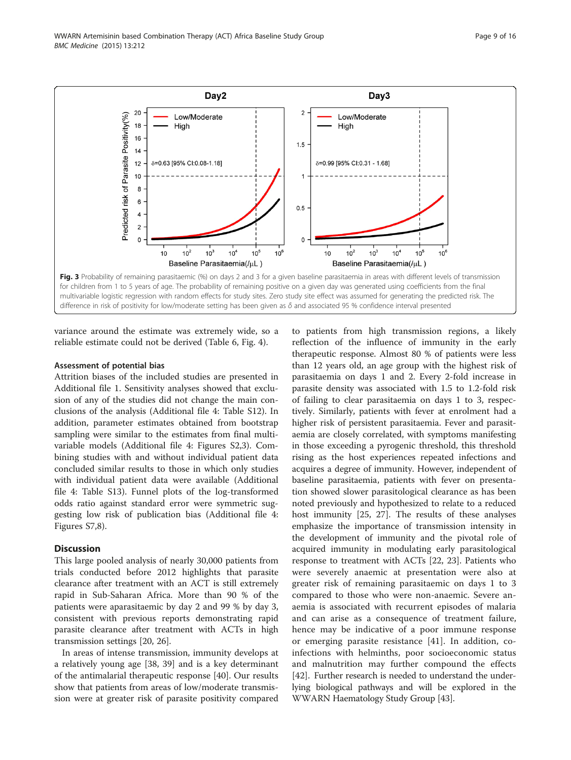Fig. 3 Probability of remaining parasitaemic (%) on days 2 and 3 for a given baseline parasitaemia in areas with different levels of transmission for children from 1 to 5 years of age. The probability of remaining positive on a given day was generated using coefficients from the final multivariable logistic regression with random effects for study sites. Zero study site effect was assumed for generating the predicted risk. The difference in risk of positivity for low/moderate setting has been given as δ and associated 95 % confidence interval presented

variance around the estimate was extremely wide, so a reliable estimate could not be derived (Table 6, Fig. 4).

### Assessment of potential bias

Attrition biases of the included studies are presented in Additional file 1. Sensitivity analyses showed that exclusion of any of the studies did not change the main conclusions of the analysis (Additional file 4: Table S12). In addition, parameter estimates obtained from bootstrap sampling were similar to the estimates from final multivariable models (Additional file 4: Figures S2,3). Combining studies with and without individual patient data concluded similar results to those in which only studies with individual patient data were available (Additional file 4: Table S13). Funnel plots of the log-transformed odds ratio against standard error were symmetric suggesting low risk of publication bias (Additional file 4: Figures S7,8).

## Discussion

This large pooled analysis of nearly 30,000 patients from trials conducted before 2012 highlights that parasite clearance after treatment with an ACT is still extremely rapid in Sub-Saharan Africa. More than 90 % of the patients were aparasitaemic by day 2 and 99 % by day 3, consistent with previous reports demonstrating rapid parasite clearance after treatment with ACTs in high transmission settings [20, 26].

In areas of intense transmission, immunity develops at a relatively young age [38, 39] and is a key determinant of the antimalarial therapeutic response [40]. Our results show that patients from areas of low/moderate transmission were at greater risk of parasite positivity compared to patients from high transmission regions, a likely reflection of the influence of immunity in the early therapeutic response. Almost 80 % of patients were less than 12 years old, an age group with the highest risk of parasitaemia on days 1 and 2. Every 2-fold increase in parasite density was associated with 1.5 to 1.2-fold risk of failing to clear parasitaemia on days 1 to 3, respectively. Similarly, patients with fever at enrolment had a higher risk of persistent parasitaemia. Fever and parasitaemia are closely correlated, with symptoms manifesting in those exceeding a pyrogenic threshold, this threshold rising as the host experiences repeated infections and acquires a degree of immunity. However, independent of baseline parasitaemia, patients with fever on presentation showed slower parasitological clearance as has been noted previously and hypothesized to relate to a reduced host immunity [25, 27]. The results of these analyses emphasize the importance of transmission intensity in the development of immunity and the pivotal role of acquired immunity in modulating early parasitological response to treatment with ACTs [22, 23]. Patients who were severely anaemic at presentation were also at greater risk of remaining parasitaemic on days 1 to 3 compared to those who were non-anaemic. Severe anaemia is associated with recurrent episodes of malaria and can arise as a consequence of treatment failure, hence may be indicative of a poor immune response or emerging parasite resistance [41]. In addition, co-infections with helminths, poor socioeconomic status and malnutrition may further compound the effects [42]. Further research is needed to understand the underlying biological pathways and will be explored in the WWARN Haematology Study Group [43].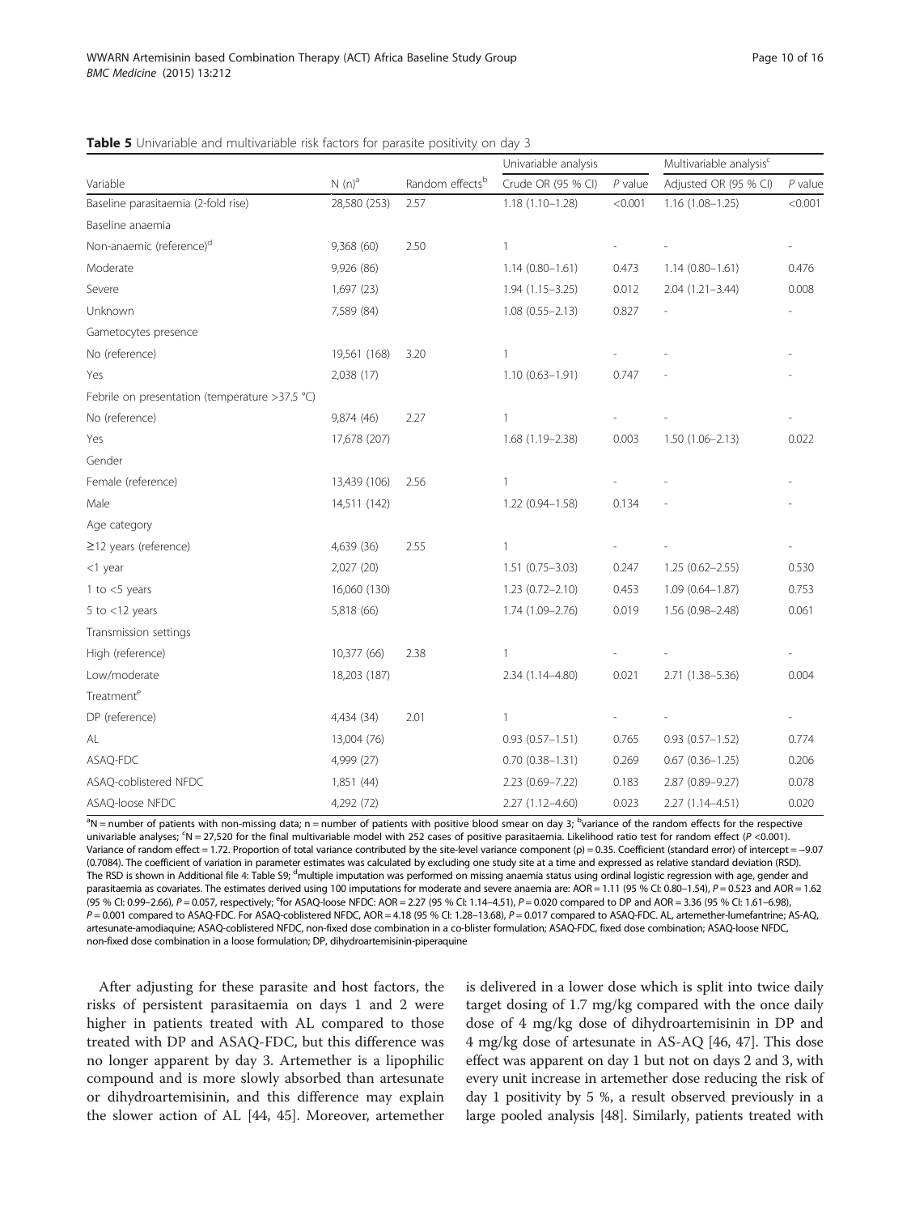**Table 5** Univariable and multivariable risk factors for parasite positivity on day 3

| Variable | N (n)[a] | Random effects[b] | Univariable analysis | | Multivariable analysis[c] | |
|---|---|---|---|---|---|---|
| | | | Crude OR (95 % CI) | *P* value | Adjusted OR (95 % CI) | *P* value |
| Baseline parasitaemia (2-fold rise) | 28,580 (253) | 2.57 | 1.18 (1.10–1.28) | <0.001 | 1.16 (1.08–1.25) | <0.001 |
| Baseline anaemia | | | | | | |
| Non-anaemic (reference)[d] | 9,368 (60) | 2.50 | 1 | - | - | - |
| Moderate | 9,926 (86) | | 1.14 (0.80–1.61) | 0.473 | 1.14 (0.80–1.61) | 0.476 |
| Severe | 1,697 (23) | | 1.94 (1.15–3.25) | 0.012 | 2.04 (1.21–3.44) | 0.008 |
| Unknown | 7,589 (84) | | 1.08 (0.55–2.13) | 0.827 | - | - |
| Gametocytes presence | | | | | | |
| No (reference) | 19,561 (168) | 3.20 | 1 | - | - | - |
| Yes | 2,038 (17) | | 1.10 (0.63–1.91) | 0.747 | - | - |
| Febrile on presentation (temperature >37.5 °C) | | | | | | |
| No (reference) | 9,874 (46) | 2.27 | 1 | - | - | - |
| Yes | 17,678 (207) | | 1.68 (1.19–2.38) | 0.003 | 1.50 (1.06–2.13) | 0.022 |
| Gender | | | | | | |
| Female (reference) | 13,439 (106) | 2.56 | 1 | - | - | - |
| Male | 14,511 (142) | | 1.22 (0.94–1.58) | 0.134 | - | - |
| Age category | | | | | | |
| ≥12 years (reference) | 4,639 (36) | 2.55 | 1 | - | - | - |
| <1 year | 2,027 (20) | | 1.51 (0.75–3.03) | 0.247 | 1.25 (0.62–2.55) | 0.530 |
| 1 to <5 years | 16,060 (130) | | 1.23 (0.72–2.10) | 0.453 | 1.09 (0.64–1.87) | 0.753 |
| 5 to <12 years | 5,818 (66) | | 1.74 (1.09–2.76) | 0.019 | 1.56 (0.98–2.48) | 0.061 |
| Transmission settings | | | | | | |
| High (reference) | 10,377 (66) | 2.38 | 1 | - | - | - |
| Low/moderate | 18,203 (187) | | 2.34 (1.14–4.80) | 0.021 | 2.71 (1.38–5.36) | 0.004 |
| Treatment[e] | | | | | | |
| DP (reference) | 4,434 (34) | 2.01 | 1 | - | - | - |
| AL | 13,004 (76) | | 0.93 (0.57–1.51) | 0.765 | 0.93 (0.57–1.52) | 0.774 |
| ASAQ-FDC | 4,999 (27) | | 0.70 (0.38–1.31) | 0.269 | 0.67 (0.36–1.25) | 0.206 |
| ASAQ-coblistered NFDC | 1,851 (44) | | 2.23 (0.69–7.22) | 0.183 | 2.87 (0.89–9.27) | 0.078 |
| ASAQ-loose NFDC | 4,292 (72) | | 2.27 (1.12–4.60) | 0.023 | 2.27 (1.14–4.51) | 0.020 |

[a]N = number of patients with non-missing data; n = number of patients with positive blood smear on day 3; [b]variance of the random effects for the respective univariable analyses; [c]N = 27,520 for the final multivariable model with 252 cases of positive parasitaemia. Likelihood ratio test for random effect (*P* <0.001). Variance of random effect = 1.72. Proportion of total variance contributed by the site-level variance component (ρ) = 0.35. Coefficient (standard error) of intercept = −9.07 (0.7084). The coefficient of variation in parameter estimates was calculated by excluding one study site at a time and expressed as relative standard deviation (RSD). The RSD is shown in Additional file 4: Table S9; [d]multiple imputation was performed on missing anaemia status using ordinal logistic regression with age, gender and parasitaemia as covariates. The estimates derived using 100 imputations for moderate and severe anaemia are: AOR = 1.11 (95 % CI: 0.80–1.54), *P* = 0.523 and AOR = 1.62 (95 % CI: 0.99–2.66), *P* = 0.057, respectively; [e]for ASAQ-loose NFDC: AOR = 2.27 (95 % CI: 1.14–4.51), *P* = 0.020 compared to DP and AOR = 3.36 (95 % CI: 1.61–6.98), *P* = 0.001 compared to ASAQ-FDC. For ASAQ-coblistered NFDC, AOR = 4.18 (95 % CI: 1.28–13.68), *P* = 0.017 compared to ASAQ-FDC. AL, artemether-lumefantrine; AS-AQ, artesunate-amodiaquine; ASAQ-coblistered NFDC, non-fixed dose combination in a co-blister formulation; ASAQ-FDC, fixed dose combination; ASAQ-loose NFDC, non-fixed dose combination in a loose formulation; DP, dihydroartemisinin-piperaquine

After adjusting for these parasite and host factors, the risks of persistent parasitaemia on days 1 and 2 were higher in patients treated with AL compared to those treated with DP and ASAQ-FDC, but this difference was no longer apparent by day 3. Artemether is a lipophilic compound and is more slowly absorbed than artesunate or dihydroartemisinin, and this difference may explain the slower action of AL [44, 45]. Moreover, artemether is delivered in a lower dose which is split into twice daily target dosing of 1.7 mg/kg compared with the once daily dose of 4 mg/kg dose of dihydroartemisinin in DP and 4 mg/kg dose of artesunate in AS-AQ [46, 47]. This dose effect was apparent on day 1 but not on days 2 and 3, with every unit increase in artemether dose reducing the risk of day 1 positivity by 5 %, a result observed previously in a large pooled analysis [48]. Similarly, patients treated with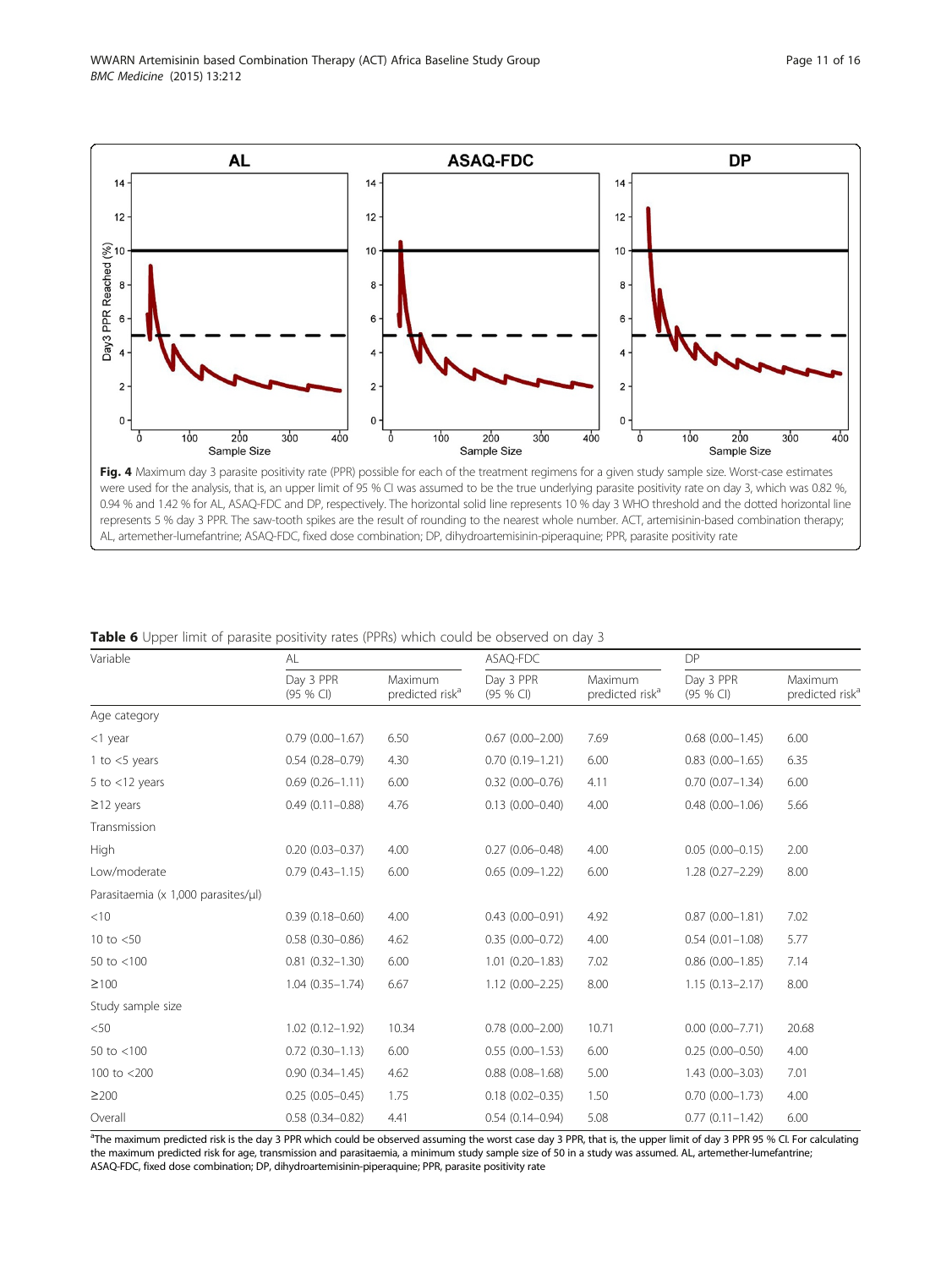**Fig. 4** Maximum day 3 parasite positivity rate (PPR) possible for each of the treatment regimens for a given study sample size. Worst-case estimates were used for the analysis, that is, an upper limit of 95 % CI was assumed to be the true underlying parasite positivity rate on day 3, which was 0.82 %, 0.94 % and 1.42 % for AL, ASAQ-FDC and DP, respectively. The horizontal solid line represents 10 % day 3 WHO threshold and the dotted horizontal line represents 5 % day 3 PPR. The saw-tooth spikes are the result of rounding to the nearest whole number. ACT, artemisinin-based combination therapy; AL, artemether-lumefantrine; ASAQ-FDC, fixed dose combination; DP, dihydroartemisinin-piperaquine; PPR, parasite positivity rate

**Table 6** Upper limit of parasite positivity rates (PPRs) which could be observed on day 3

| Variable | AL | | ASAQ-FDC | | DP | |
|---|---|---|---|---|---|---|
| | Day 3 PPR (95 % CI) | Maximum predicted risk[a] | Day 3 PPR (95 % CI) | Maximum predicted risk[a] | Day 3 PPR (95 % CI) | Maximum predicted risk[a] |
| Age category | | | | | | |
| <1 year | 0.79 (0.00–1.67) | 6.50 | 0.67 (0.00–2.00) | 7.69 | 0.68 (0.00–1.45) | 6.00 |
| 1 to <5 years | 0.54 (0.28–0.79) | 4.30 | 0.70 (0.19–1.21) | 6.00 | 0.83 (0.00–1.65) | 6.35 |
| 5 to <12 years | 0.69 (0.26–1.11) | 6.00 | 0.32 (0.00–0.76) | 4.11 | 0.70 (0.07–1.34) | 6.00 |
| ≥12 years | 0.49 (0.11–0.88) | 4.76 | 0.13 (0.00–0.40) | 4.00 | 0.48 (0.00–1.06) | 5.66 |
| Transmission | | | | | | |
| High | 0.20 (0.03–0.37) | 4.00 | 0.27 (0.06–0.48) | 4.00 | 0.05 (0.00–0.15) | 2.00 |
| Low/moderate | 0.79 (0.43–1.15) | 6.00 | 0.65 (0.09–1.22) | 6.00 | 1.28 (0.27–2.29) | 8.00 |
| Parasitaemia (x 1,000 parasites/μl) | | | | | | |
| <10 | 0.39 (0.18–0.60) | 4.00 | 0.43 (0.00–0.91) | 4.92 | 0.87 (0.00–1.81) | 7.02 |
| 10 to <50 | 0.58 (0.30–0.86) | 4.62 | 0.35 (0.00–0.72) | 4.00 | 0.54 (0.01–1.08) | 5.77 |
| 50 to <100 | 0.81 (0.32–1.30) | 6.00 | 1.01 (0.20–1.83) | 7.02 | 0.86 (0.00–1.85) | 7.14 |
| ≥100 | 1.04 (0.35–1.74) | 6.67 | 1.12 (0.00–2.25) | 8.00 | 1.15 (0.13–2.17) | 8.00 |
| Study sample size | | | | | | |
| <50 | 1.02 (0.12–1.92) | 10.34 | 0.78 (0.00–2.00) | 10.71 | 0.00 (0.00–7.71) | 20.68 |
| 50 to <100 | 0.72 (0.30–1.13) | 6.00 | 0.55 (0.00–1.53) | 6.00 | 0.25 (0.00–0.50) | 4.00 |
| 100 to <200 | 0.90 (0.34–1.45) | 4.62 | 0.88 (0.08–1.68) | 5.00 | 1.43 (0.00–3.03) | 7.01 |
| ≥200 | 0.25 (0.05–0.45) | 1.75 | 0.18 (0.02–0.35) | 1.50 | 0.70 (0.00–1.73) | 4.00 |
| Overall | 0.58 (0.34–0.82) | 4.41 | 0.54 (0.14–0.94) | 5.08 | 0.77 (0.11–1.42) | 6.00 |

[a]The maximum predicted risk is the day 3 PPR which could be observed assuming the worst case day 3 PPR, that is, the upper limit of day 3 PPR 95 % CI. For calculating the maximum predicted risk for age, transmission and parasitaemia, a minimum study sample size of 50 in a study was assumed. AL, artemether-lumefantrine; ASAQ-FDC, fixed dose combination; DP, dihydroartemisinin-piperaquine; PPR, parasite positivity rate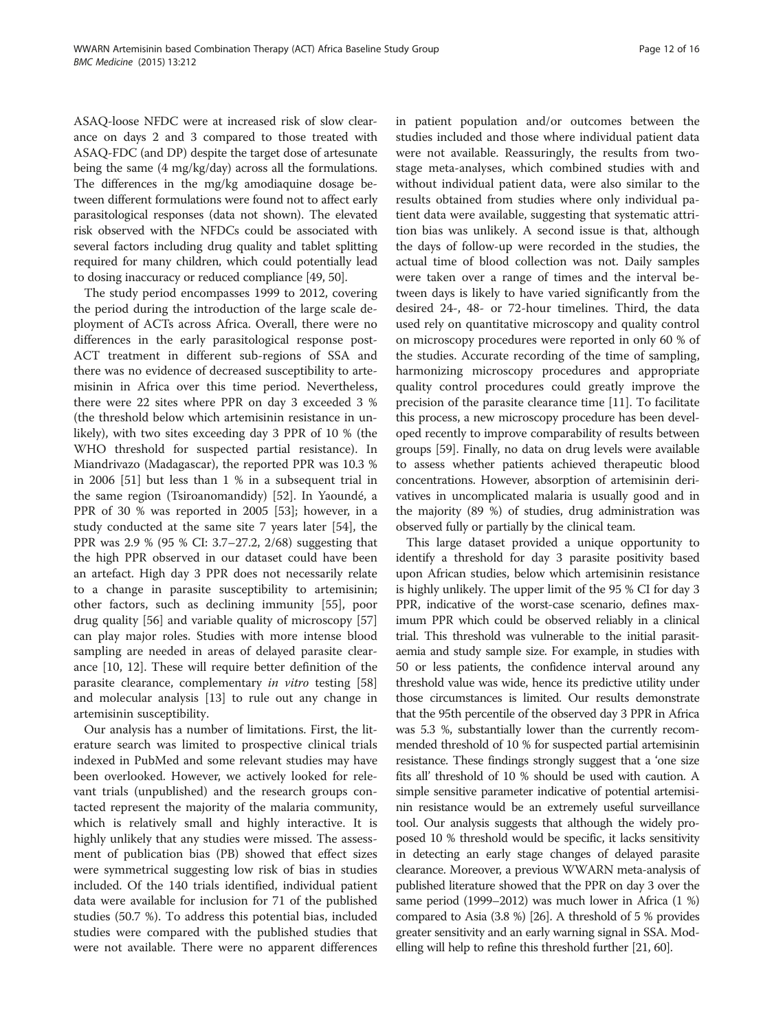ASAQ-loose NFDC were at increased risk of slow clearance on days 2 and 3 compared to those treated with ASAQ-FDC (and DP) despite the target dose of artesunate being the same (4 mg/kg/day) across all the formulations. The differences in the mg/kg amodiaquine dosage between different formulations were found not to affect early parasitological responses (data not shown). The elevated risk observed with the NFDCs could be associated with several factors including drug quality and tablet splitting required for many children, which could potentially lead to dosing inaccuracy or reduced compliance [49, 50].

The study period encompasses 1999 to 2012, covering the period during the introduction of the large scale deployment of ACTs across Africa. Overall, there were no differences in the early parasitological response post-ACT treatment in different sub-regions of SSA and there was no evidence of decreased susceptibility to artemisinin in Africa over this time period. Nevertheless, there were 22 sites where PPR on day 3 exceeded 3 % (the threshold below which artemisinin resistance in unlikely), with two sites exceeding day 3 PPR of 10 % (the WHO threshold for suspected partial resistance). In Miandrivazo (Madagascar), the reported PPR was 10.3 % in 2006 [51] but less than 1 % in a subsequent trial in the same region (Tsiroanomandidy) [52]. In Yaoundé, a PPR of 30 % was reported in 2005 [53]; however, in a study conducted at the same site 7 years later [54], the PPR was 2.9 % (95 % CI: 3.7–27.2, 2/68) suggesting that the high PPR observed in our dataset could have been an artefact. High day 3 PPR does not necessarily relate to a change in parasite susceptibility to artemisinin; other factors, such as declining immunity [55], poor drug quality [56] and variable quality of microscopy [57] can play major roles. Studies with more intense blood sampling are needed in areas of delayed parasite clearance [10, 12]. These will require better definition of the parasite clearance, complementary *in vitro* testing [58] and molecular analysis [13] to rule out any change in artemisinin susceptibility.

Our analysis has a number of limitations. First, the literature search was limited to prospective clinical trials indexed in PubMed and some relevant studies may have been overlooked. However, we actively looked for relevant trials (unpublished) and the research groups contacted represent the majority of the malaria community, which is relatively small and highly interactive. It is highly unlikely that any studies were missed. The assessment of publication bias (PB) showed that effect sizes were symmetrical suggesting low risk of bias in studies included. Of the 140 trials identified, individual patient data were available for inclusion for 71 of the published studies (50.7 %). To address this potential bias, included studies were compared with the published studies that were not available. There were no apparent differences in patient population and/or outcomes between the studies included and those where individual patient data were not available. Reassuringly, the results from two-stage meta-analyses, which combined studies with and without individual patient data, were also similar to the results obtained from studies where only individual patient data were available, suggesting that systematic attrition bias was unlikely. A second issue is that, although the days of follow-up were recorded in the studies, the actual time of blood collection was not. Daily samples were taken over a range of times and the interval between days is likely to have varied significantly from the desired 24-, 48- or 72-hour timelines. Third, the data used rely on quantitative microscopy and quality control on microscopy procedures were reported in only 60 % of the studies. Accurate recording of the time of sampling, harmonizing microscopy procedures and appropriate quality control procedures could greatly improve the precision of the parasite clearance time [11]. To facilitate this process, a new microscopy procedure has been developed recently to improve comparability of results between groups [59]. Finally, no data on drug levels were available to assess whether patients achieved therapeutic blood concentrations. However, absorption of artemisinin derivatives in uncomplicated malaria is usually good and in the majority (89 %) of studies, drug administration was observed fully or partially by the clinical team.

This large dataset provided a unique opportunity to identify a threshold for day 3 parasite positivity based upon African studies, below which artemisinin resistance is highly unlikely. The upper limit of the 95 % CI for day 3 PPR, indicative of the worst-case scenario, defines maximum PPR which could be observed reliably in a clinical trial. This threshold was vulnerable to the initial parasitaemia and study sample size. For example, in studies with 50 or less patients, the confidence interval around any threshold value was wide, hence its predictive utility under those circumstances is limited. Our results demonstrate that the 95th percentile of the observed day 3 PPR in Africa was 5.3 %, substantially lower than the currently recommended threshold of 10 % for suspected partial artemisinin resistance. These findings strongly suggest that a 'one size fits all' threshold of 10 % should be used with caution. A simple sensitive parameter indicative of potential artemisinin resistance would be an extremely useful surveillance tool. Our analysis suggests that although the widely proposed 10 % threshold would be specific, it lacks sensitivity in detecting an early stage changes of delayed parasite clearance. Moreover, a previous WWARN meta-analysis of published literature showed that the PPR on day 3 over the same period (1999–2012) was much lower in Africa (1 %) compared to Asia (3.8 %) [26]. A threshold of 5 % provides greater sensitivity and an early warning signal in SSA. Modelling will help to refine this threshold further [21, 60].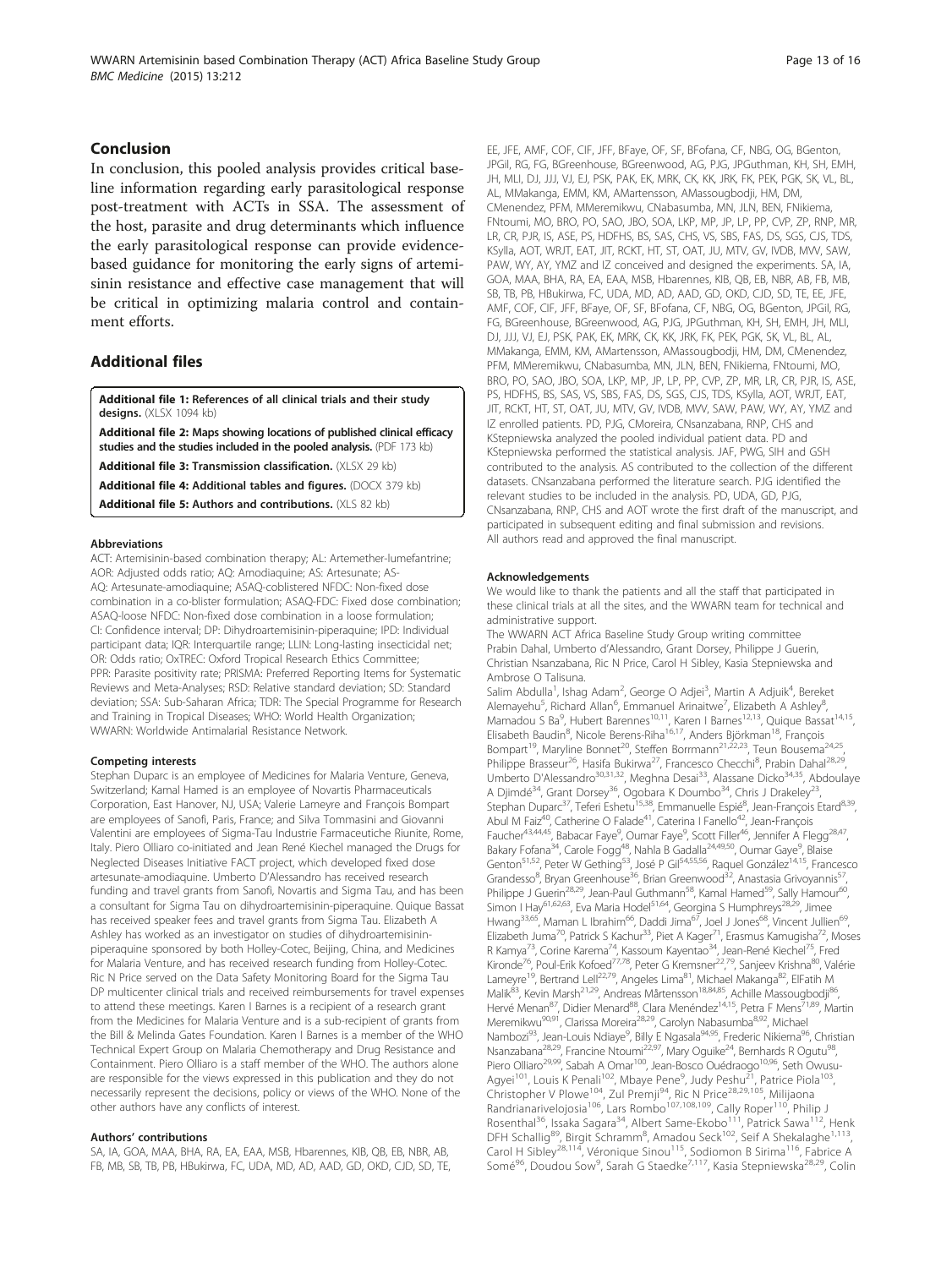## Conclusion

In conclusion, this pooled analysis provides critical baseline information regarding early parasitological response post-treatment with ACTs in SSA. The assessment of the host, parasite and drug determinants which influence the early parasitological response can provide evidence-based guidance for monitoring the early signs of artemisinin resistance and effective case management that will be critical in optimizing malaria control and containment efforts.

## Additional files

**Additional file 1: References of all clinical trials and their study designs.** (XLSX 1094 kb)

**Additional file 2: Maps showing locations of published clinical efficacy studies and the studies included in the pooled analysis.** (PDF 173 kb)

**Additional file 3: Transmission classification.** (XLSX 29 kb)

**Additional file 4: Additional tables and figures.** (DOCX 379 kb)

**Additional file 5: Authors and contributions.** (XLS 82 kb)

#### Abbreviations

ACT: Artemisinin-based combination therapy; AL: Artemether-lumefantrine; AOR: Adjusted odds ratio; AQ: Amodiaquine; AS: Artesunate; AS-AQ: Artesunate-amodiaquine; ASAQ-coblistered NFDC: Non-fixed dose combination in a co-blister formulation; ASAQ-FDC: Fixed dose combination; ASAQ-loose NFDC: Non-fixed dose combination in a loose formulation; CI: Confidence interval; DP: Dihydroartemisinin-piperaquine; IPD: Individual participant data; IQR: Interquartile range; LLIN: Long-lasting insecticidal net; OR: Odds ratio; OxTREC: Oxford Tropical Research Ethics Committee; PPR: Parasite positivity rate; PRISMA: Preferred Reporting Items for Systematic Reviews and Meta-Analyses; RSD: Relative standard deviation; SD: Standard deviation; SSA: Sub-Saharan Africa; TDR: The Special Programme for Research and Training in Tropical Diseases; WHO: World Health Organization; WWARN: Worldwide Antimalarial Resistance Network.

#### Competing interests

Stephan Duparc is an employee of Medicines for Malaria Venture, Geneva, Switzerland; Kamal Hamed is an employee of Novartis Pharmaceuticals Corporation, East Hanover, NJ, USA; Valerie Lameyre and François Bompart are employees of Sanofi, Paris, France; and Silva Tommasini and Giovanni Valentini are employees of Sigma-Tau Industrie Farmaceutiche Riunite, Rome, Italy. Piero Olliaro co-initiated and Jean René Kiechel managed the Drugs for Neglected Diseases Initiative FACT project, which developed fixed dose artesunate-amodiaquine. Umberto D'Alessandro has received research funding and travel grants from Sanofi, Novartis and Sigma Tau, and has been a consultant for Sigma Tau on dihydroartemisinin-piperaquine. Quique Bassat has received speaker fees and travel grants from Sigma Tau. Elizabeth A Ashley has worked as an investigator on studies of dihydroartemisinin-piperaquine sponsored by both Holley-Cotec, Beijing, China, and Medicines for Malaria Venture, and has received research funding from Holley-Cotec. Ric N Price served on the Data Safety Monitoring Board for the Sigma Tau DP multicenter clinical trials and received reimbursements for travel expenses to attend these meetings. Karen I Barnes is a recipient of a research grant from the Medicines for Malaria Venture and is a sub-recipient of grants from the Bill & Melinda Gates Foundation. Karen I Barnes is a member of the WHO Technical Expert Group on Malaria Chemotherapy and Drug Resistance and Containment. Piero Olliaro is a staff member of the WHO. The authors alone are responsible for the views expressed in this publication and they do not necessarily represent the decisions, policy or views of the WHO. None of the other authors have any conflicts of interest.

#### Authors' contributions

SA, IA, GOA, MAA, BHA, RA, EA, EAA, MSB, Hbarennes, KIB, QB, EB, NBR, AB, FB, MB, SB, TB, PB, HBukirwa, FC, UDA, MD, AD, AAD, GD, OKD, CJD, SD, TE, EE, JFE, AMF, COF, CIF, JFF, BFaye, OF, SF, BFofana, CF, NBG, OG, BGenton, JPGil, RG, FG, BGreenhouse, BGreenwood, AG, PJG, JPGuthman, KH, SH, EMH, JH, MLI, DJ, JJJ, VJ, EJ, PSK, PAK, EK, MRK, CK, KK, JRK, FK, PEK, PGK, SK, VL, BL, AL, MMakanga, EMM, KM, AMartensson, AMassougbodji, HM, DM, CMenendez, PFM, MMeremikwu, CNabasumba, MN, JLN, BEN, FNikiema, FNtoumi, MO, BRO, PO, SAO, JBO, SOA, LKP, MP, JP, LP, PP, CVP, ZP, RNP, MR, LR, CR, PJR, IS, ASE, PS, HDFHS, BS, SAS, CHS, VS, SBS, FAS, DS, SGS, CJS, TDS, KSylla, AOT, WRJT, EAT, JIT, RCKT, HT, ST, OAT, JU, MTV, GV, IVDB, MVV, SAW, PAW, WY, AY, YMZ and IZ conceived and designed the experiments. SA, IA, GOA, MAA, BHA, RA, EA, EAA, MSB, Hbarennes, KIB, QB, EB, NBR, AB, FB, MB, SB, TB, PB, HBukirwa, FC, UDA, MD, AD, AAD, GD, OKD, CJD, SD, TE, EE, JFE, AMF, COF, CIF, JFF, BFaye, OF, SF, BFofana, CF, NBG, OG, BGenton, JPGil, RG, FG, BGreenhouse, BGreenwood, AG, PJG, JPGuthman, KH, SH, EMH, JH, MLI, DJ, JJJ, VJ, EJ, PSK, PAK, EK, MRK, CK, KK, JRK, FK, PEK, PGK, SK, VL, BL, AL, MMakanga, EMM, KM, AMartensson, AMassougbodji, HM, DM, CMenendez, PFM, MMeremikwu, CNabasumba, MN, JLN, BEN, FNikiema, FNtoumi, MO, BRO, PO, SAO, JBO, SOA, LKP, MP, JP, LP, PP, CVP, ZP, MR, LR, CR, PJR, IS, ASE, PS, HDFHS, BS, SAS, VS, SBS, FAS, DS, SGS, CJS, TDS, KSylla, AOT, WRJT, EAT, JIT, RCKT, HT, ST, OAT, JU, MTV, GV, IVDB, MVV, SAW, PAW, WY, AY, YMZ and IZ enrolled patients. PD, PJG, CMoreira, CNsanzabana, RNP, CHS and KStepniewska analyzed the pooled individual patient data. PD and KStepniewska performed the statistical analysis. JAF, PWG, SIH and GSH contributed to the analysis. AS contributed to the collection of the different datasets. CNsanzabana performed the literature search. PJG identified the relevant studies to be included in the analysis. PD, UDA, GD, PJG, CNsanzabana, RNP, CHS and AOT wrote the first draft of the manuscript, and participated in subsequent editing and final submission and revisions. All authors read and approved the final manuscript.

#### Acknowledgements

We would like to thank the patients and all the staff that participated in these clinical trials at all the sites, and the WWARN team for technical and administrative support.

The WWARN ACT Africa Baseline Study Group writing committee
Prabin Dahal, Umberto d'Alessandro, Grant Dorsey, Philippe J Guerin, Christian Nsanzabana, Ric N Price, Carol H Sibley, Kasia Stepniewska and Ambrose O Talisuna.

Salim Abdulla[1], Ishag Adam[2], George O Adjei[3], Martin A Adjuik[4], Bereket Alemayehu[5], Richard Allan[6], Emmanuel Arinaitwe[7], Elizabeth A Ashley[8], Mamadou S Ba[9], Hubert Barennes[10,11], Karen I Barnes[12,13], Quique Bassat[14,15], Elisabeth Baudin[8], Nicole Berens-Riha[16,17], Anders Björkman[18], François Bompart[19], Maryline Bonnet[20], Steffen Borrmann[21,22,23], Teun Bousema[24,25], Philippe Brasseur[26], Hasifa Bukirwa[27], Francesco Checchi[8], Prabin Dahal[28,29], Umberto D'Alessandro[30,31,32], Meghna Desai[33], Alassane Dicko[34,35], Abdoulaye A Djimdé[34], Grant Dorsey[36], Ogobara K Doumbo[34], Chris J Drakeley[23], Stephan Duparc[37], Teferi Eshetu[15,38], Emmanuelle Espié[8], Jean-François Etard[8,39], Abul M Faiz[40], Catherine O Falade[41], Caterina I Fanello[42], Jean-François Faucher[43,44,45], Babacar Faye[9], Oumar Faye[9], Scott Filler[46], Jennifer A Flegg[28,47], Bakary Fofana[34], Carole Fogg[48], Nahla B Gadalla[24,49,50], Oumar Gaye[9], Blaise Genton[51,52], Peter W Gething[53], José P Gil[54,55,56], Raquel González[14,15], Francesco Grandesso[8], Bryan Greenhouse[36], Brian Greenwood[32], Anastasia Grivoyannis[57], Philippe J Guerin[28,29], Jean-Paul Guthmann[58], Kamal Hamed[59], Sally Hamour[60], Simon I Hay[61,62,63], Eva Maria Hodel[51,64], Georgina S Humphreys[28,29], Jimee Hwang[33,65], Maman L Ibrahim[66], Daddi Jima[67], Joel J Jones[68], Vincent Jullien[69], Elizabeth Juma[70], Patrick S Kachur[33], Piet A Kager[71], Erasmus Kamugisha[72], Moses R Kamya[73], Corine Karema[74], Kassoum Kayentao[34], Jean-René Kiechel[75], Fred Kironde[76], Poul-Erik Kofoed[77,78], Peter G Kremsner[22,79], Sanjeev Krishna[80], Valérie Lameyre[19], Bertrand Lell[22,79], Angeles Lima[81], Michael Makanga[82], ElFatih M Malik[83], Kevin Marsh[21,29], Andreas Mårtensson[18,84,85], Achille Massougbodji[86], Hervé Menan[87], Didier Menard[88], Clara Menéndez[14,15], Petra F Mens[71,89], Martin Meremikwu[90,91], Clarissa Moreira[28,29], Carolyn Nabasumba[8,92], Michael Nambozi[93], Jean-Louis Ndiaye[9], Billy E Ngasala[94,95], Frederic Nikiema[96], Christian Nsanzabana[28,29], Francine Ntoumi[22,97], Mary Oguike[24], Bernhards R Ogutu[98], Piero Olliaro[29,99], Sabah A Omar[100], Jean-Bosco Ouédraogo[10,96], Seth Owusu-Agyei[101], Louis K Penali[102], Mbaye Pene[9], Judy Peshu[21], Patrice Piola[103], Christopher V Plowe[104], Zul Premji[94], Ric N Price[28,29,105], Milijaona Randrianarivelojosia[106], Lars Rombo[107,108,109], Cally Roper[110], Philip J Rosenthal[36], Issaka Sagara[34], Albert Same-Ekobo[111], Patrick Sawa[112], Henk DFH Schallig[89], Birgit Schramm[8], Amadou Seck[102], Seif A Shekalaghe[1,113], Carol H Sibley[28,114], Véronique Sinou[115], Sodiomon B Sirima[116], Fabrice A Somé[96], Doudou Sow[9], Sarah G Staedke[7,117], Kasia Stepniewska[28,29], Colin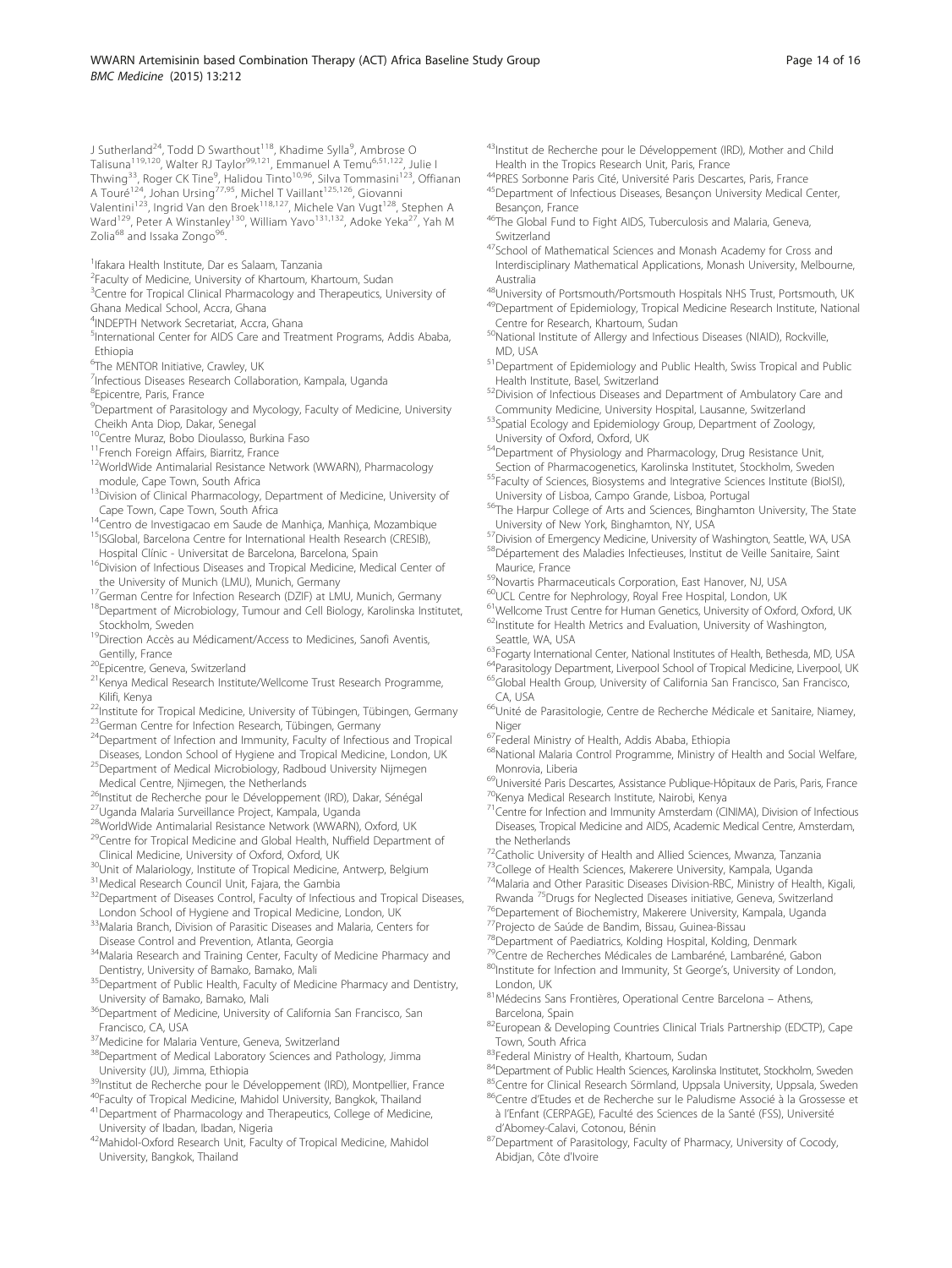J Sutherland[24], Todd D Swarthout[118], Khadime Sylla[9], Ambrose O Talisuna[119,120], Walter RJ Taylor[99,121], Emmanuel A Temu[6,51,122], Julie I Thwing[33], Roger CK Tine[9], Halidou Tinto[10,96], Silva Tommasini[123], Offianan A Touré[124], Johan Ursing[77,95], Michel T Vaillant[125,126], Giovanni Valentini[123], Ingrid Van den Broek[118,127], Michele Van Vugt[128], Stephen A Ward[129], Peter A Winstanley[130], William Yavo[131,132], Adoke Yeka[27], Yah M Zolia[68] and Issaka Zongo[96].

[1]Ifakara Health Institute, Dar es Salaam, Tanzania
[2]Faculty of Medicine, University of Khartoum, Khartoum, Sudan
[3]Centre for Tropical Clinical Pharmacology and Therapeutics, University of Ghana Medical School, Accra, Ghana
[4]INDEPTH Network Secretariat, Accra, Ghana
[5]International Center for AIDS Care and Treatment Programs, Addis Ababa, Ethiopia
[6]The MENTOR Initiative, Crawley, UK
[7]Infectious Diseases Research Collaboration, Kampala, Uganda
[8]Epicentre, Paris, France
[9]Department of Parasitology and Mycology, Faculty of Medicine, University Cheikh Anta Diop, Dakar, Senegal
[10]Centre Muraz, Bobo Dioulasso, Burkina Faso
[11]French Foreign Affairs, Biarritz, France
[12]WorldWide Antimalarial Resistance Network (WWARN), Pharmacology module, Cape Town, South Africa
[13]Division of Clinical Pharmacology, Department of Medicine, University of Cape Town, Cape Town, South Africa
[14]Centro de Investigacao em Saude de Manhiça, Manhiça, Mozambique
[15]ISGlobal, Barcelona Centre for International Health Research (CRESIB), Hospital Clínic - Universitat de Barcelona, Barcelona, Spain
[16]Division of Infectious Diseases and Tropical Medicine, Medical Center of the University of Munich (LMU), Munich, Germany
[17]German Centre for Infection Research (DZIF) at LMU, Munich, Germany
[18]Department of Microbiology, Tumour and Cell Biology, Karolinska Institutet, Stockholm, Sweden
[19]Direction Accès au Médicament/Access to Medicines, Sanofi Aventis, Gentilly, France
[20]Epicentre, Geneva, Switzerland
[21]Kenya Medical Research Institute/Wellcome Trust Research Programme, Kilifi, Kenya
[22]Institute for Tropical Medicine, University of Tübingen, Tübingen, Germany
[23]German Centre for Infection Research, Tübingen, Germany
[24]Department of Infection and Immunity, Faculty of Infectious and Tropical Diseases, London School of Hygiene and Tropical Medicine, London, UK
[25]Department of Medical Microbiology, Radboud University Nijmegen Medical Centre, Njimegen, the Netherlands
[26]Institut de Recherche pour le Développement (IRD), Dakar, Sénégal
[27]Uganda Malaria Surveillance Project, Kampala, Uganda
[28]WorldWide Antimalarial Resistance Network (WWARN), Oxford, UK
[29]Centre for Tropical Medicine and Global Health, Nuffield Department of Clinical Medicine, University of Oxford, Oxford, UK
[30]Unit of Malariology, Institute of Tropical Medicine, Antwerp, Belgium
[31]Medical Research Council Unit, Fajara, the Gambia
[32]Department of Diseases Control, Faculty of Infectious and Tropical Diseases, London School of Hygiene and Tropical Medicine, London, UK
[33]Malaria Branch, Division of Parasitic Diseases and Malaria, Centers for Disease Control and Prevention, Atlanta, Georgia
[34]Malaria Research and Training Center, Faculty of Medicine Pharmacy and Dentistry, University of Bamako, Bamako, Mali
[35]Department of Public Health, Faculty of Medicine Pharmacy and Dentistry, University of Bamako, Bamako, Mali
[36]Department of Medicine, University of California San Francisco, San Francisco, CA, USA
[37]Medicine for Malaria Venture, Geneva, Switzerland
[38]Department of Medical Laboratory Sciences and Pathology, Jimma University (JU), Jimma, Ethiopia
[39]Institut de Recherche pour le Développement (IRD), Montpellier, France
[40]Faculty of Tropical Medicine, Mahidol University, Bangkok, Thailand
[41]Department of Pharmacology and Therapeutics, College of Medicine, University of Ibadan, Ibadan, Nigeria
[42]Mahidol-Oxford Research Unit, Faculty of Tropical Medicine, Mahidol University, Bangkok, Thailand
[43]Institut de Recherche pour le Développement (IRD), Mother and Child Health in the Tropics Research Unit, Paris, France
[44]PRES Sorbonne Paris Cité, Université Paris Descartes, Paris, France
[45]Department of Infectious Diseases, Besançon University Medical Center, Besançon, France
[46]The Global Fund to Fight AIDS, Tuberculosis and Malaria, Geneva, Switzerland
[47]School of Mathematical Sciences and Monash Academy for Cross and Interdisciplinary Mathematical Applications, Monash University, Melbourne, Australia
[48]University of Portsmouth/Portsmouth Hospitals NHS Trust, Portsmouth, UK
[49]Department of Epidemiology, Tropical Medicine Research Institute, National Centre for Research, Khartoum, Sudan
[50]National Institute of Allergy and Infectious Diseases (NIAID), Rockville, MD, USA
[51]Department of Epidemiology and Public Health, Swiss Tropical and Public Health Institute, Basel, Switzerland
[52]Division of Infectious Diseases and Department of Ambulatory Care and Community Medicine, University Hospital, Lausanne, Switzerland
[53]Spatial Ecology and Epidemiology Group, Department of Zoology, University of Oxford, Oxford, UK
[54]Department of Physiology and Pharmacology, Drug Resistance Unit, Section of Pharmacogenetics, Karolinska Institutet, Stockholm, Sweden
[55]Faculty of Sciences, Biosystems and Integrative Sciences Institute (BioISI), University of Lisboa, Campo Grande, Lisboa, Portugal
[56]The Harpur College of Arts and Sciences, Binghamton University, The State University of New York, Binghamton, NY, USA
[57]Division of Emergency Medicine, University of Washington, Seattle, WA, USA
[58]Département des Maladies Infectieuses, Institut de Veille Sanitaire, Saint Maurice, France
[59]Novartis Pharmaceuticals Corporation, East Hanover, NJ, USA
[60]UCL Centre for Nephrology, Royal Free Hospital, London, UK
[61]Wellcome Trust Centre for Human Genetics, University of Oxford, Oxford, UK
[62]Institute for Health Metrics and Evaluation, University of Washington, Seattle, WA, USA
[63]Fogarty International Center, National Institutes of Health, Bethesda, MD, USA
[64]Parasitology Department, Liverpool School of Tropical Medicine, Liverpool, UK
[65]Global Health Group, University of California San Francisco, San Francisco, CA, USA
[66]Unité de Parasitologie, Centre de Recherche Médicale et Sanitaire, Niamey, Niger
[67]Federal Ministry of Health, Addis Ababa, Ethiopia
[68]National Malaria Control Programme, Ministry of Health and Social Welfare, Monrovia, Liberia
[69]Université Paris Descartes, Assistance Publique-Hôpitaux de Paris, Paris, France
[70]Kenya Medical Research Institute, Nairobi, Kenya
[71]Centre for Infection and Immunity Amsterdam (CINIMA), Division of Infectious Diseases, Tropical Medicine and AIDS, Academic Medical Centre, Amsterdam, the Netherlands
[72]Catholic University of Health and Allied Sciences, Mwanza, Tanzania
[73]College of Health Sciences, Makerere University, Kampala, Uganda
[74]Malaria and Other Parasitic Diseases Division-RBC, Ministry of Health, Kigali, Rwanda [75]Drugs for Neglected Diseases initiative, Geneva, Switzerland
[76]Departement of Biochemistry, Makerere University, Kampala, Uganda
[77]Projecto de Saúde de Bandim, Bissau, Guinea-Bissau
[78]Department of Paediatrics, Kolding Hospital, Kolding, Denmark
[79]Centre de Recherches Médicales de Lambaréné, Lambaréné, Gabon
[80]Institute for Infection and Immunity, St George's, University of London, London, UK
[81]Médecins Sans Frontières, Operational Centre Barcelona – Athens, Barcelona, Spain
[82]European & Developing Countries Clinical Trials Partnership (EDCTP), Cape Town, South Africa
[83]Federal Ministry of Health, Khartoum, Sudan
[84]Department of Public Health Sciences, Karolinska Institutet, Stockholm, Sweden
[85]Centre for Clinical Research Sörmland, Uppsala University, Uppsala, Sweden
[86]Centre d'Etudes et de Recherche sur le Paludisme Associé à la Grossesse et à l'Enfant (CERPAGE), Faculté des Sciences de la Santé (FSS), Université d'Abomey-Calavi, Cotonou, Bénin
[87]Department of Parasitology, Faculty of Pharmacy, University of Cocody, Abidjan, Côte d'Ivoire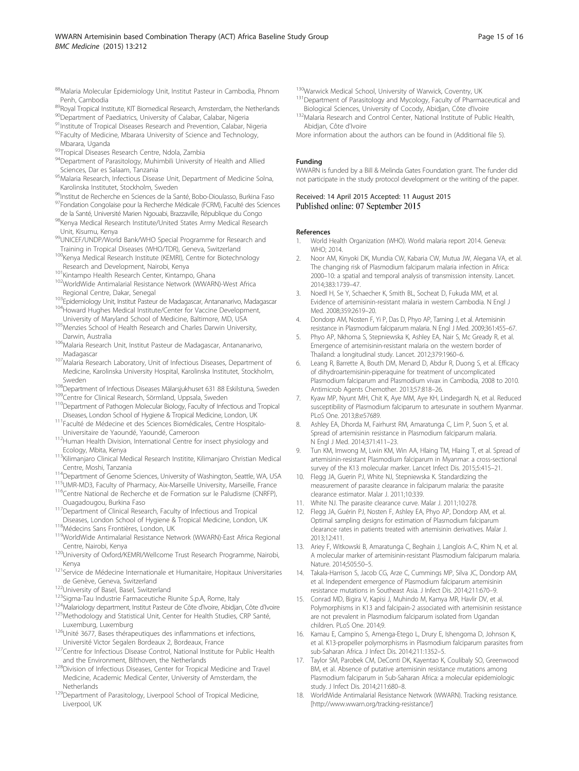[88]Malaria Molecular Epidemiology Unit, Institut Pasteur in Cambodia, Phnom Penh, Cambodia
[89]Royal Tropical Institute, KIT Biomedical Research, Amsterdam, the Netherlands
[90]Department of Paediatrics, University of Calabar, Calabar, Nigeria
[91]Institute of Tropical Diseases Research and Prevention, Calabar, Nigeria
[92]Faculty of Medicine, Mbarara University of Science and Technology, Mbarara, Uganda
[93]Tropical Diseases Research Centre, Ndola, Zambia
[94]Department of Parasitology, Muhimbili University of Health and Allied Sciences, Dar es Salaam, Tanzania
[95]Malaria Research, Infectious Disease Unit, Department of Medicine Solna, Karolinska Institutet, Stockholm, Sweden
[96]Institut de Recherche en Sciences de la Santé, Bobo-Dioulasso, Burkina Faso
[97]Fondation Congolaise pour la Recherche Médicale (FCRM), Faculté des Sciences de la Santé, Université Marien Ngouabi, Brazzaville, République du Congo
[98]Kenya Medical Research Institute/United States Army Medical Research Unit, Kisumu, Kenya
[99]UNICEF/UNDP/World Bank/WHO Special Programme for Research and Training in Tropical Diseases (WHO/TDR), Geneva, Switzerland
[100]Kenya Medical Research Institute (KEMRI), Centre for Biotechnology Research and Development, Nairobi, Kenya
[101]Kintampo Health Research Center, Kintampo, Ghana
[102]WorldWide Antimalarial Resistance Network (WWARN)-West Africa Regional Centre, Dakar, Senegal
[103]Epidemiology Unit, Institut Pasteur de Madagascar, Antananarivo, Madagascar
[104]Howard Hughes Medical Institute/Center for Vaccine Development, University of Maryland School of Medicine, Baltimore, MD, USA
[105]Menzies School of Health Research and Charles Darwin University, Darwin, Australia
[106]Malaria Research Unit, Institut Pasteur de Madagascar, Antananarivo, Madagascar
[107]Malaria Research Laboratory, Unit of Infectious Diseases, Department of Medicine, Karolinska University Hospital, Karolinska Institutet, Stockholm, Sweden
[108]Department of Infectious Diseases Mälarsjukhuset 631 88 Eskilstuna, Sweden
[109]Centre for Clinical Research, Sörmland, Uppsala, Sweden
[110]Department of Pathogen Molecular Biology, Faculty of Infectious and Tropical Diseases, London School of Hygiene & Tropical Medicine, London, UK
[111]Faculté de Médecine et des Sciences Biomédicales, Centre Hospitalo-Universitaire de Yaoundé, Yaoundé, Cameroon
[112]Human Health Division, International Centre for insect physiology and Ecology, Mbita, Kenya
[113]Kilimanjaro Clinical Medical Research Institite, Kilimanjaro Christian Medical Centre, Moshi, Tanzania
[114]Department of Genome Sciences, University of Washington, Seattle, WA, USA
[115]UMR-MD3, Faculty of Pharmacy, Aix-Marseille University, Marseille, France
[116]Centre National de Recherche et de Formation sur le Paludisme (CNRFP), Ouagadougou, Burkina Faso
[117]Department of Clinical Research, Faculty of Infectious and Tropical Diseases, London School of Hygiene & Tropical Medicine, London, UK
[118]Médecins Sans Frontières, London, UK
[119]WorldWide Antimalarial Resistance Network (WWARN)-East Africa Regional Centre, Nairobi, Kenya
[120]University of Oxford/KEMRI/Wellcome Trust Research Programme, Nairobi, Kenya
[121]Service de Médecine Internationale et Humanitaire, Hopitaux Universitaries de Genève, Geneva, Switzerland
[122]University of Basel, Basel, Switzerland
[123]Sigma-Tau Industrie Farmaceutiche Riunite S.p.A, Rome, Italy
[124]Malariology department, Institut Pasteur de Côte d'Ivoire, Abidjan, Côte d'Ivoire
[125]Methodology and Statistical Unit, Center for Health Studies, CRP Santé, Luxemburg, Luxemburg
[126]Unité 3677, Bases thérapeutiques des inflammations et infections, Université Victor Segalen Bordeaux 2, Bordeaux, France
[127]Centre for Infectious Disease Control, National Institute for Public Health and the Environment, Bilthoven, the Netherlands
[128]Division of Infectious Diseases, Center for Tropical Medicine and Travel Medicine, Academic Medical Center, University of Amsterdam, the Netherlands
[129]Department of Parasitology, Liverpool School of Tropical Medicine, Liverpool, UK
[130]Warwick Medical School, University of Warwick, Coventry, UK
[131]Department of Parasitology and Mycology, Faculty of Pharmaceutical and Biological Sciences, University of Cocody, Abidjan, Côte d'Ivoire
[132]Malaria Research and Control Center, National Institute of Public Health, Abidjan, Côte d'Ivoire

More information about the authors can be found in (Additional file 5).

## Funding

WWARN is funded by a Bill & Melinda Gates Foundation grant. The funder did not participate in the study protocol development or the writing of the paper.

Received: 14 April 2015 Accepted: 11 August 2015
Published online: 07 September 2015

## References

1. World Health Organization (WHO). World malaria report 2014. Geneva: WHO; 2014.
2. Noor AM, Kinyoki DK, Mundia CW, Kabaria CW, Mutua JW, Alegana VA, et al. The changing risk of Plasmodium falciparum malaria infection in Africa: 2000–10: a spatial and temporal analysis of transmission intensity. Lancet. 2014;383:1739–47.
3. Noedl H, Se Y, Schaecher K, Smith BL, Socheat D, Fukuda MM, et al. Evidence of artemisinin-resistant malaria in western Cambodia. N Engl J Med. 2008;359:2619–20.
4. Dondorp AM, Nosten F, Yi P, Das D, Phyo AP, Tarning J, et al. Artemisinin resistance in Plasmodium falciparum malaria. N Engl J Med. 2009;361:455–67.
5. Phyo AP, Nkhoma S, Stepniewska K, Ashley EA, Nair S, Mc Gready R, et al. Emergence of artemisinin-resistant malaria on the western border of Thailand: a longitudinal study. Lancet. 2012;379:1960–6.
6. Leang R, Barrette A, Bouth DM, Menard D, Abdur R, Duong S, et al. Efficacy of dihydroartemisinin-piperaquine for treatment of uncomplicated Plasmodium falciparum and Plasmodium vivax in Cambodia, 2008 to 2010. Antimicrob Agents Chemother. 2013;57:818–26.
7. Kyaw MP, Nyunt MH, Chit K, Aye MM, Aye KH, Lindegardh N, et al. Reduced susceptibility of Plasmodium falciparum to artesunate in southern Myanmar. PLoS One. 2013;8:e57689.
8. Ashley EA, Dhorda M, Fairhurst RM, Amaratunga C, Lim P, Suon S, et al. Spread of artemisinin resistance in Plasmodium falciparum malaria. N Engl J Med. 2014;371:411–23.
9. Tun KM, Imwong M, Lwin KM, Win AA, Hlaing TM, Hlaing T, et al. Spread of artemisinin-resistant Plasmodium falciparum in Myanmar: a cross-sectional survey of the K13 molecular marker. Lancet Infect Dis. 2015;5:415–21.
10. Flegg JA, Guerin PJ, White NJ, Stepniewska K. Standardizing the measurement of parasite clearance in falciparum malaria: the parasite clearance estimator. Malar J. 2011;10:339.
11. White NJ. The parasite clearance curve. Malar J. 2011;10:278.
12. Flegg JA, Guérin PJ, Nosten F, Ashley EA, Phyo AP, Dondorp AM, et al. Optimal sampling designs for estimation of Plasmodium falciparum clearance rates in patients treated with artemisinin derivatives. Malar J. 2013;12:411.
13. Ariey F, Witkowski B, Amaratunga C, Beghain J, Langlois A-C, Khim N, et al. A molecular marker of artemisinin-resistant Plasmodium falciparum malaria. Nature. 2014;505:50–5.
14. Takala-Harrison S, Jacob CG, Arze C, Cummings MP, Silva JC, Dondorp AM, et al. Independent emergence of Plasmodium falciparum artemisinin resistance mutations in Southeast Asia. J Infect Dis. 2014;211:670–9.
15. Conrad MD, Bigira V, Kapisi J, Muhindo M, Kamya MR, Havlir DV, et al. Polymorphisms in K13 and falcipain-2 associated with artemisinin resistance are not prevalent in Plasmodium falciparum isolated from Ugandan children. PLoS One. 2014;9.
16. Kamau E, Campino S, Amenga-Etego L, Drury E, Ishengoma D, Johnson K, et al. K13-propeller polymorphisms in Plasmodium falciparum parasites from sub-Saharan Africa. J Infect Dis. 2014;211:1352–5.
17. Taylor SM, Parobek CM, DeConti DK, Kayentao K, Coulibaly SO, Greenwood BM, et al. Absence of putative artemisinin resistance mutations among Plasmodium falciparum in Sub-Saharan Africa: a molecular epidemiologic study. J Infect Dis. 2014;211:680–8.
18. WorldWide Antimalarial Resistance Network (WWARN). Tracking resistance. [http://www.wwarn.org/tracking-resistance/]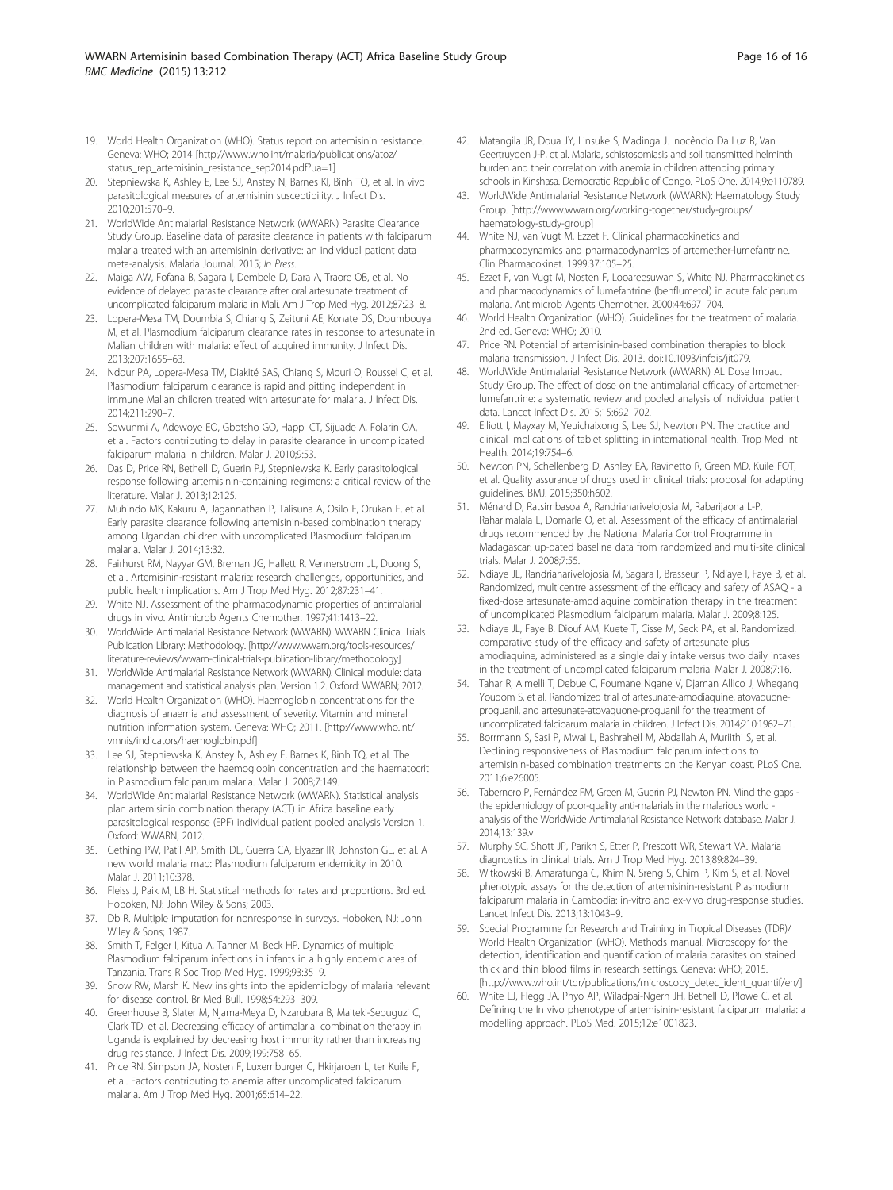19. World Health Organization (WHO). Status report on artemisinin resistance. Geneva: WHO; 2014 [http://www.who.int/malaria/publications/atoz/status_rep_artemisinin_resistance_sep2014.pdf?ua=1]
20. Stepniewska K, Ashley E, Lee SJ, Anstey N, Barnes KI, Binh TQ, et al. In vivo parasitological measures of artemisinin susceptibility. J Infect Dis. 2010;201:570–9.
21. WorldWide Antimalarial Resistance Network (WWARN) Parasite Clearance Study Group. Baseline data of parasite clearance in patients with falciparum malaria treated with an artemisinin derivative: an individual patient data meta-analysis. Malaria Journal. 2015; *In Press*.
22. Maiga AW, Fofana B, Sagara I, Dembele D, Dara A, Traore OB, et al. No evidence of delayed parasite clearance after oral artesunate treatment of uncomplicated falciparum malaria in Mali. Am J Trop Med Hyg. 2012;87:23–8.
23. Lopera-Mesa TM, Doumbia S, Chiang S, Zeituni AE, Konate DS, Doumbouya M, et al. Plasmodium falciparum clearance rates in response to artesunate in Malian children with malaria: effect of acquired immunity. J Infect Dis. 2013;207:1655–63.
24. Ndour PA, Lopera-Mesa TM, Diakité SAS, Chiang S, Mouri O, Roussel C, et al. Plasmodium falciparum clearance is rapid and pitting independent in immune Malian children treated with artesunate for malaria. J Infect Dis. 2014;211:290–7.
25. Sowunmi A, Adewoye EO, Gbotsho GO, Happi CT, Sijuade A, Folarin OA, et al. Factors contributing to delay in parasite clearance in uncomplicated falciparum malaria in children. Malar J. 2010;9:53.
26. Das D, Price RN, Bethell D, Guerin PJ, Stepniewska K. Early parasitological response following artemisinin-containing regimens: a critical review of the literature. Malar J. 2013;12:125.
27. Muhindo MK, Kakuru A, Jagannathan P, Talisuna A, Osilo E, Orukan F, et al. Early parasite clearance following artemisinin-based combination therapy among Ugandan children with uncomplicated Plasmodium falciparum malaria. Malar J. 2014;13:32.
28. Fairhurst RM, Nayyar GM, Breman JG, Hallett R, Vennerstrom JL, Duong S, et al. Artemisinin-resistant malaria: research challenges, opportunities, and public health implications. Am J Trop Med Hyg. 2012;87:231–41.
29. White NJ. Assessment of the pharmacodynamic properties of antimalarial drugs in vivo. Antimicrob Agents Chemother. 1997;41:1413–22.
30. WorldWide Antimalarial Resistance Network (WWARN). WWARN Clinical Trials Publication Library: Methodology. [http://www.wwarn.org/tools-resources/literature-reviews/wwarn-clinical-trials-publication-library/methodology]
31. WorldWide Antimalarial Resistance Network (WWARN). Clinical module: data management and statistical analysis plan. Version 1.2. Oxford: WWARN; 2012.
32. World Health Organization (WHO). Haemoglobin concentrations for the diagnosis of anaemia and assessment of severity. Vitamin and mineral nutrition information system. Geneva: WHO; 2011. [http://www.who.int/vmnis/indicators/haemoglobin.pdf]
33. Lee SJ, Stepniewska K, Anstey N, Ashley E, Barnes K, Binh TQ, et al. The relationship between the haemoglobin concentration and the haematocrit in Plasmodium falciparum malaria. Malar J. 2008;7:149.
34. WorldWide Antimalarial Resistance Network (WWARN). Statistical analysis plan artemisinin combination therapy (ACT) in Africa baseline early parasitological response (EPF) individual patient pooled analysis Version 1. Oxford: WWARN; 2012.
35. Gething PW, Patil AP, Smith DL, Guerra CA, Elyazar IR, Johnston GL, et al. A new world malaria map: Plasmodium falciparum endemicity in 2010. Malar J. 2011;10:378.
36. Fleiss J, Paik M, LB H. Statistical methods for rates and proportions. 3rd ed. Hoboken, NJ: John Wiley & Sons; 2003.
37. Db R. Multiple imputation for nonresponse in surveys. Hoboken, NJ: John Wiley & Sons; 1987.
38. Smith T, Felger I, Kitua A, Tanner M, Beck HP. Dynamics of multiple Plasmodium falciparum infections in infants in a highly endemic area of Tanzania. Trans R Soc Trop Med Hyg. 1999;93:35–9.
39. Snow RW, Marsh K. New insights into the epidemiology of malaria relevant for disease control. Br Med Bull. 1998;54:293–309.
40. Greenhouse B, Slater M, Njama-Meya D, Nzarubara B, Maiteki-Sebuguzi C, Clark TD, et al. Decreasing efficacy of antimalarial combination therapy in Uganda is explained by decreasing host immunity rather than increasing drug resistance. J Infect Dis. 2009;199:758–65.
41. Price RN, Simpson JA, Nosten F, Luxemburger C, Hkirjaroen L, ter Kuile F, et al. Factors contributing to anemia after uncomplicated falciparum malaria. Am J Trop Med Hyg. 2001;65:614–22.
42. Matangila JR, Doua JY, Linsuke S, Madinga J. Inocêncio Da Luz R, Van Geertruyden J-P, et al. Malaria, schistosomiasis and soil transmitted helminth burden and their correlation with anemia in children attending primary schools in Kinshasa. Democratic Republic of Congo. PLoS One. 2014;9:e110789.
43. WorldWide Antimalarial Resistance Network (WWARN): Haematology Study Group. [http://www.wwarn.org/working-together/study-groups/haematology-study-group]
44. White NJ, van Vugt M, Ezzet F. Clinical pharmacokinetics and pharmacodynamics and pharmacodynamics of artemether-lumefantrine. Clin Pharmacokinet. 1999;37:105–25.
45. Ezzet F, van Vugt M, Nosten F, Looareesuwan S, White NJ. Pharmacokinetics and pharmacodynamics of lumefantrine (benflumetol) in acute falciparum malaria. Antimicrob Agents Chemother. 2000;44:697–704.
46. World Health Organization (WHO). Guidelines for the treatment of malaria. 2nd ed. Geneva: WHO; 2010.
47. Price RN. Potential of artemisinin-based combination therapies to block malaria transmission. J Infect Dis. 2013. doi:10.1093/infdis/jit079.
48. WorldWide Antimalarial Resistance Network (WWARN) AL Dose Impact Study Group. The effect of dose on the antimalarial efficacy of artemether-lumefantrine: a systematic review and pooled analysis of individual patient data. Lancet Infect Dis. 2015;15:692–702.
49. Elliott I, Mayxay M, Yeuichaixong S, Lee SJ, Newton PN. The practice and clinical implications of tablet splitting in international health. Trop Med Int Health. 2014;19:754–6.
50. Newton PN, Schellenberg D, Ashley EA, Ravinetto R, Green MD, Kuile FOT, et al. Quality assurance of drugs used in clinical trials: proposal for adapting guidelines. BMJ. 2015;350:h602.
51. Ménard D, Ratsimbasoa A, Randrianarivelojosia M, Rabarijaona L-P, Raharimalala L, Domarle O, et al. Assessment of the efficacy of antimalarial drugs recommended by the National Malaria Control Programme in Madagascar: up-dated baseline data from randomized and multi-site clinical trials. Malar J. 2008;7:55.
52. Ndiaye JL, Randrianarivelojosia M, Sagara I, Brasseur P, Ndiaye I, Faye B, et al. Randomized, multicentre assessment of the efficacy and safety of ASAQ - a fixed-dose artesunate-amodiaquine combination therapy in the treatment of uncomplicated Plasmodium falciparum malaria. Malar J. 2009;8:125.
53. Ndiaye JL, Faye B, Diouf AM, Kuete T, Cisse M, Seck PA, et al. Randomized, comparative study of the efficacy and safety of artesunate plus amodiaquine, administered as a single daily intake versus two daily intakes in the treatment of uncomplicated falciparum malaria. Malar J. 2008;7:16.
54. Tahar R, Almelli T, Debue C, Foumane Ngane V, Djaman Allico J, Whegang Youdom S, et al. Randomized trial of artesunate-amodiaquine, atovaquone-proguanil, and artesunate-atovaquone-proguanil for the treatment of uncomplicated falciparum malaria in children. J Infect Dis. 2014;210:1962–71.
55. Borrmann S, Sasi P, Mwai L, Bashraheil M, Abdallah A, Muriithi S, et al. Declining responsiveness of Plasmodium falciparum infections to artemisinin-based combination treatments on the Kenyan coast. PLoS One. 2011;6:e26005.
56. Tabernero P, Fernández FM, Green M, Guerin PJ, Newton PN. Mind the gaps - the epidemiology of poor-quality anti-malarials in the malarious world - analysis of the WorldWide Antimalarial Resistance Network database. Malar J. 2014;13:139.v
57. Murphy SC, Shott JP, Parikh S, Etter P, Prescott WR, Stewart VA. Malaria diagnostics in clinical trials. Am J Trop Med Hyg. 2013;89:824–39.
58. Witkowski B, Amaratunga C, Khim N, Sreng S, Chim P, Kim S, et al. Novel phenotypic assays for the detection of artemisinin-resistant Plasmodium falciparum malaria in Cambodia: in-vitro and ex-vivo drug-response studies. Lancet Infect Dis. 2013;13:1043–9.
59. Special Programme for Research and Training in Tropical Diseases (TDR)/ World Health Organization (WHO). Methods manual. Microscopy for the detection, identification and quantification of malaria parasites on stained thick and thin blood films in research settings. Geneva: WHO; 2015. [http://www.who.int/tdr/publications/microscopy_detec_ident_quantif/en/]
60. White LJ, Flegg JA, Phyo AP, Wiladpai-Ngern JH, Bethell D, Plowe C, et al. Defining the In vivo phenotype of artemisinin-resistant falciparum malaria: a modelling approach. PLoS Med. 2015;12:e1001823.